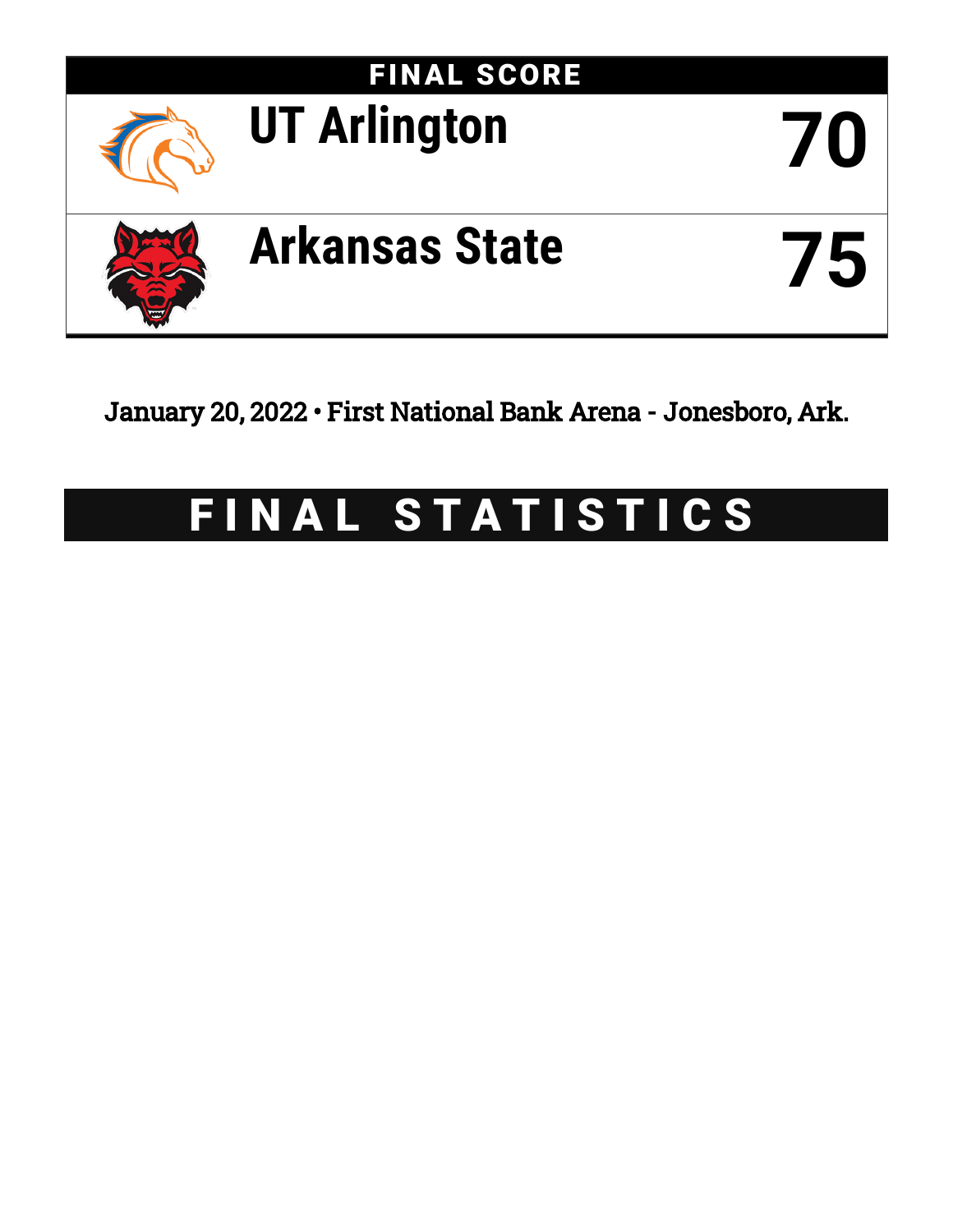# FINAL SCORE

| | |
|---|---|
| UT Arlington | 70 |
| Arkansas State | 75 |

January 20, 2022 • First National Bank Arena - Jonesboro, Ark.

# FINAL STATISTICS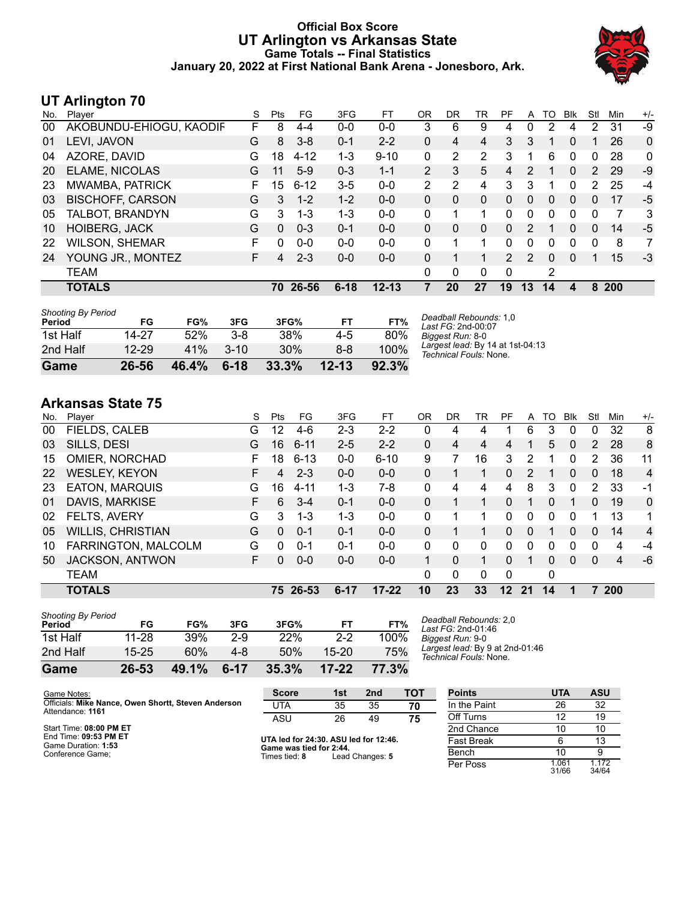# Official Box Score
# UT Arlington vs Arkansas State
## Game Totals -- Final Statistics
### January 20, 2022 at First National Bank Arena - Jonesboro, Ark.

## UT Arlington 70

| No. | Player | S | Pts | FG | 3FG | FT | OR | DR | TR | PF | A | TO | Blk | Stl | Min | +/- |
|---|---|---|---|---|---|---|---|---|---|---|---|---|---|---|---|---|
| 00 | AKOBUNDU-EHIOGU, KAODIF | F | 8 | 4-4 | 0-0 | 0-0 | 3 | 6 | 9 | 4 | 0 | 2 | 4 | 2 | 31 | -9 |
| 01 | LEVI, JAVON | G | 8 | 3-8 | 0-1 | 2-2 | 0 | 4 | 4 | 3 | 3 | 1 | 0 | 1 | 26 | 0 |
| 04 | AZORE, DAVID | G | 18 | 4-12 | 1-3 | 9-10 | 0 | 2 | 2 | 3 | 1 | 6 | 0 | 0 | 28 | 0 |
| 20 | ELAME, NICOLAS | G | 11 | 5-9 | 0-3 | 1-1 | 2 | 3 | 5 | 4 | 2 | 1 | 0 | 2 | 29 | -9 |
| 23 | MWAMBA, PATRICK | F | 15 | 6-12 | 3-5 | 0-0 | 2 | 2 | 4 | 3 | 3 | 1 | 0 | 2 | 25 | -4 |
| 03 | BISCHOFF, CARSON | G | 3 | 1-2 | 1-2 | 0-0 | 0 | 0 | 0 | 0 | 0 | 0 | 0 | 0 | 17 | -5 |
| 05 | TALBOT, BRANDYN | G | 3 | 1-3 | 1-3 | 0-0 | 0 | 1 | 1 | 0 | 0 | 0 | 0 | 0 | 7 | 3 |
| 10 | HOIBERG, JACK | G | 0 | 0-3 | 0-1 | 0-0 | 0 | 0 | 0 | 0 | 2 | 1 | 0 | 0 | 14 | -5 |
| 22 | WILSON, SHEMAR | F | 0 | 0-0 | 0-0 | 0-0 | 0 | 1 | 1 | 0 | 0 | 0 | 0 | 0 | 8 | 7 |
| 24 | YOUNG JR., MONTEZ | F | 4 | 2-3 | 0-0 | 0-0 | 0 | 1 | 1 | 2 | 2 | 0 | 0 | 1 | 15 | -3 |
| | TEAM | | | | | | 0 | 0 | 0 | 0 | | 2 | | | | |
| | **TOTALS** | | **70** | **26-56** | **6-18** | **12-13** | **7** | **20** | **27** | **19** | **13** | **14** | **4** | **8** | **200** | |

| Shooting By Period Period | FG | FG% | 3FG | 3FG% | FT | FT% |
|---|---|---|---|---|---|---|
| 1st Half | 14-27 | 52% | 3-8 | 38% | 4-5 | 80% |
| 2nd Half | 12-29 | 41% | 3-10 | 30% | 8-8 | 100% |
| **Game** | **26-56** | **46.4%** | **6-18** | **33.3%** | **12-13** | **92.3%** |

*Deadball Rebounds:* 1,0
*Last FG:* 2nd-00:07
*Biggest Run:* 8-0
*Largest lead:* By 14 at 1st-04:13
*Technical Fouls:* None.

## Arkansas State 75

| No. | Player | S | Pts | FG | 3FG | FT | OR | DR | TR | PF | A | TO | Blk | Stl | Min | +/- |
|---|---|---|---|---|---|---|---|---|---|---|---|---|---|---|---|---|
| 00 | FIELDS, CALEB | G | 12 | 4-6 | 2-3 | 2-2 | 0 | 4 | 4 | 1 | 6 | 3 | 0 | 0 | 32 | 8 |
| 03 | SILLS, DESI | G | 16 | 6-11 | 2-5 | 2-2 | 0 | 4 | 4 | 4 | 1 | 5 | 0 | 2 | 28 | 8 |
| 15 | OMIER, NORCHAD | F | 18 | 6-13 | 0-0 | 6-10 | 9 | 7 | 16 | 3 | 2 | 1 | 0 | 2 | 36 | 11 |
| 22 | WESLEY, KEYON | F | 4 | 2-3 | 0-0 | 0-0 | 0 | 1 | 1 | 0 | 2 | 1 | 0 | 0 | 18 | 4 |
| 23 | EATON, MARQUIS | G | 16 | 4-11 | 1-3 | 7-8 | 0 | 4 | 4 | 4 | 8 | 3 | 0 | 2 | 33 | -1 |
| 01 | DAVIS, MARKISE | F | 6 | 3-4 | 0-1 | 0-0 | 0 | 1 | 1 | 0 | 1 | 0 | 1 | 0 | 19 | 0 |
| 02 | FELTS, AVERY | G | 3 | 1-3 | 1-3 | 0-0 | 0 | 1 | 1 | 0 | 0 | 0 | 0 | 1 | 13 | 1 |
| 05 | WILLIS, CHRISTIAN | G | 0 | 0-1 | 0-1 | 0-0 | 0 | 1 | 1 | 0 | 0 | 1 | 0 | 0 | 14 | 4 |
| 10 | FARRINGTON, MALCOLM | G | 0 | 0-1 | 0-1 | 0-0 | 0 | 0 | 0 | 0 | 0 | 0 | 0 | 0 | 4 | -4 |
| 50 | JACKSON, ANTWON | F | 0 | 0-0 | 0-0 | 0-0 | 1 | 0 | 1 | 0 | 1 | 0 | 0 | 0 | 4 | -6 |
| | TEAM | | | | | | 0 | 0 | 0 | 0 | | 0 | | | | |
| | **TOTALS** | | **75** | **26-53** | **6-17** | **17-22** | **10** | **23** | **33** | **12** | **21** | **14** | **1** | **7** | **200** | |

| Shooting By Period Period | FG | FG% | 3FG | 3FG% | FT | FT% |
|---|---|---|---|---|---|---|
| 1st Half | 11-28 | 39% | 2-9 | 22% | 2-2 | 100% |
| 2nd Half | 15-25 | 60% | 4-8 | 50% | 15-20 | 75% |
| **Game** | **26-53** | **49.1%** | **6-17** | **35.3%** | **17-22** | **77.3%** |

*Deadball Rebounds:* 2,0
*Last FG:* 2nd-01:46
*Biggest Run:* 9-0
*Largest lead:* By 9 at 2nd-01:46
*Technical Fouls:* None.

Game Notes:
Officials: **Mike Nance, Owen Shortt, Steven Anderson**
Attendance: **1161**

Start Time: **08:00 PM ET**
End Time: **09:53 PM ET**
Game Duration: **1:53**
Conference Game;

| Score | 1st | 2nd | TOT |
|---|---|---|---|
| UTA | 35 | 35 | **70** |
| ASU | 26 | 49 | **75** |

**UTA led for 24:30. ASU led for 12:46.**
**Game was tied for 2:44.**
Times tied: **8** Lead Changes: **5**

| Points | UTA | ASU |
|---|---|---|
| In the Paint | 26 | 32 |
| Off Turns | 12 | 19 |
| 2nd Chance | 10 | 10 |
| Fast Break | 6 | 13 |
| Bench | 10 | 9 |
| Per Poss | 1.061 31/66 | 1.172 34/64 |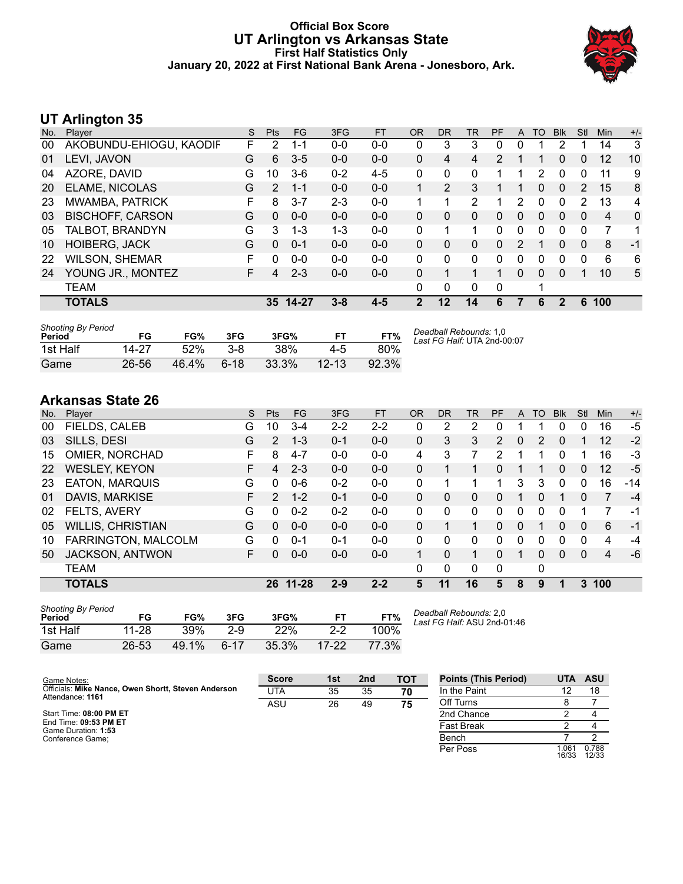# Official Box Score
## UT Arlington vs Arkansas State
### First Half Statistics Only
### January 20, 2022 at First National Bank Arena - Jonesboro, Ark.

## UT Arlington 35

| No. | Player | S | Pts | FG | 3FG | FT | OR | DR | TR | PF | A | TO | Blk | Stl | Min | +/- |
|---|---|---|---|---|---|---|---|---|---|---|---|---|---|---|---|---|
| 00 | AKOBUNDU-EHIOGU, KAODIF | F | 2 | 1-1 | 0-0 | 0-0 | 0 | 3 | 3 | 0 | 0 | 1 | 2 | 1 | 14 | 3 |
| 01 | LEVI, JAVON | G | 6 | 3-5 | 0-0 | 0-0 | 0 | 4 | 4 | 2 | 1 | 1 | 0 | 0 | 12 | 10 |
| 04 | AZORE, DAVID | G | 10 | 3-6 | 0-2 | 4-5 | 0 | 0 | 0 | 1 | 1 | 2 | 0 | 0 | 11 | 9 |
| 20 | ELAME, NICOLAS | G | 2 | 1-1 | 0-0 | 0-0 | 1 | 2 | 3 | 1 | 1 | 0 | 0 | 2 | 15 | 8 |
| 23 | MWAMBA, PATRICK | F | 8 | 3-7 | 2-3 | 0-0 | 1 | 1 | 2 | 1 | 2 | 0 | 0 | 2 | 13 | 4 |
| 03 | BISCHOFF, CARSON | G | 0 | 0-0 | 0-0 | 0-0 | 0 | 0 | 0 | 0 | 0 | 0 | 0 | 0 | 4 | 0 |
| 05 | TALBOT, BRANDYN | G | 3 | 1-3 | 1-3 | 0-0 | 0 | 1 | 1 | 0 | 0 | 0 | 0 | 0 | 7 | 1 |
| 10 | HOIBERG, JACK | G | 0 | 0-1 | 0-0 | 0-0 | 0 | 0 | 0 | 0 | 2 | 1 | 0 | 0 | 8 | -1 |
| 22 | WILSON, SHEMAR | F | 0 | 0-0 | 0-0 | 0-0 | 0 | 0 | 0 | 0 | 0 | 0 | 0 | 0 | 6 | 6 |
| 24 | YOUNG JR., MONTEZ | F | 4 | 2-3 | 0-0 | 0-0 | 0 | 1 | 1 | 1 | 0 | 0 | 0 | 1 | 10 | 5 |
| | TEAM | | | | | | 0 | 0 | 0 | 0 | | 1 | | | | |
| | **TOTALS** | | **35** | **14-27** | **3-8** | **4-5** | **2** | **12** | **14** | **6** | **7** | **6** | **2** | **6** | **100** | |

*Shooting By Period*

| Period | FG | FG% | 3FG | 3FG% | FT | FT% |
|---|---|---|---|---|---|---|
| 1st Half | 14-27 | 52% | 3-8 | 38% | 4-5 | 80% |
| Game | 26-56 | 46.4% | 6-18 | 33.3% | 12-13 | 92.3% |

*Deadball Rebounds:* 1,0
*Last FG Half:* UTA 2nd-00:07

## Arkansas State 26

| No. | Player | S | Pts | FG | 3FG | FT | OR | DR | TR | PF | A | TO | Blk | Stl | Min | +/- |
|---|---|---|---|---|---|---|---|---|---|---|---|---|---|---|---|---|
| 00 | FIELDS, CALEB | G | 10 | 3-4 | 2-2 | 2-2 | 0 | 2 | 2 | 0 | 1 | 1 | 0 | 0 | 16 | -5 |
| 03 | SILLS, DESI | G | 2 | 1-3 | 0-1 | 0-0 | 0 | 3 | 3 | 2 | 0 | 2 | 0 | 1 | 12 | -2 |
| 15 | OMIER, NORCHAD | F | 8 | 4-7 | 0-0 | 0-0 | 4 | 3 | 7 | 2 | 1 | 1 | 0 | 1 | 16 | -3 |
| 22 | WESLEY, KEYON | F | 4 | 2-3 | 0-0 | 0-0 | 0 | 1 | 1 | 0 | 1 | 1 | 0 | 0 | 12 | -5 |
| 23 | EATON, MARQUIS | G | 0 | 0-6 | 0-2 | 0-0 | 0 | 1 | 1 | 1 | 3 | 3 | 0 | 0 | 16 | -14 |
| 01 | DAVIS, MARKISE | F | 2 | 1-2 | 0-1 | 0-0 | 0 | 0 | 0 | 0 | 1 | 0 | 1 | 0 | 7 | -4 |
| 02 | FELTS, AVERY | G | 0 | 0-2 | 0-2 | 0-0 | 0 | 0 | 0 | 0 | 0 | 0 | 0 | 1 | 7 | -1 |
| 05 | WILLIS, CHRISTIAN | G | 0 | 0-0 | 0-0 | 0-0 | 0 | 1 | 1 | 0 | 0 | 1 | 0 | 0 | 6 | -1 |
| 10 | FARRINGTON, MALCOLM | G | 0 | 0-1 | 0-1 | 0-0 | 0 | 0 | 0 | 0 | 0 | 0 | 0 | 0 | 4 | -4 |
| 50 | JACKSON, ANTWON | F | 0 | 0-0 | 0-0 | 0-0 | 1 | 0 | 1 | 0 | 1 | 0 | 0 | 0 | 4 | -6 |
| | TEAM | | | | | | 0 | 0 | 0 | 0 | | 0 | | | | |
| | **TOTALS** | | **26** | **11-28** | **2-9** | **2-2** | **5** | **11** | **16** | **5** | **8** | **9** | **1** | **3** | **100** | |

*Shooting By Period*

| Period | FG | FG% | 3FG | 3FG% | FT | FT% |
|---|---|---|---|---|---|---|
| 1st Half | 11-28 | 39% | 2-9 | 22% | 2-2 | 100% |
| Game | 26-53 | 49.1% | 6-17 | 35.3% | 17-22 | 77.3% |

*Deadball Rebounds:* 2,0
*Last FG Half:* ASU 2nd-01:46

Game Notes:
Officials: **Mike Nance, Owen Shortt, Steven Anderson**
Attendance: **1161**

Start Time: **08:00 PM ET**
End Time: **09:53 PM ET**
Game Duration: **1:53**
Conference Game;

| Score | 1st | 2nd | TOT |
|---|---|---|---|
| UTA | 35 | 35 | **70** |
| ASU | 26 | 49 | **75** |

| Points (This Period) | UTA | ASU |
|---|---|---|
| In the Paint | 12 | 18 |
| Off Turns | 8 | 7 |
| 2nd Chance | 2 | 4 |
| Fast Break | 2 | 4 |
| Bench | 7 | 2 |
| Per Poss | 1.061 16/33 | 0.788 12/33 |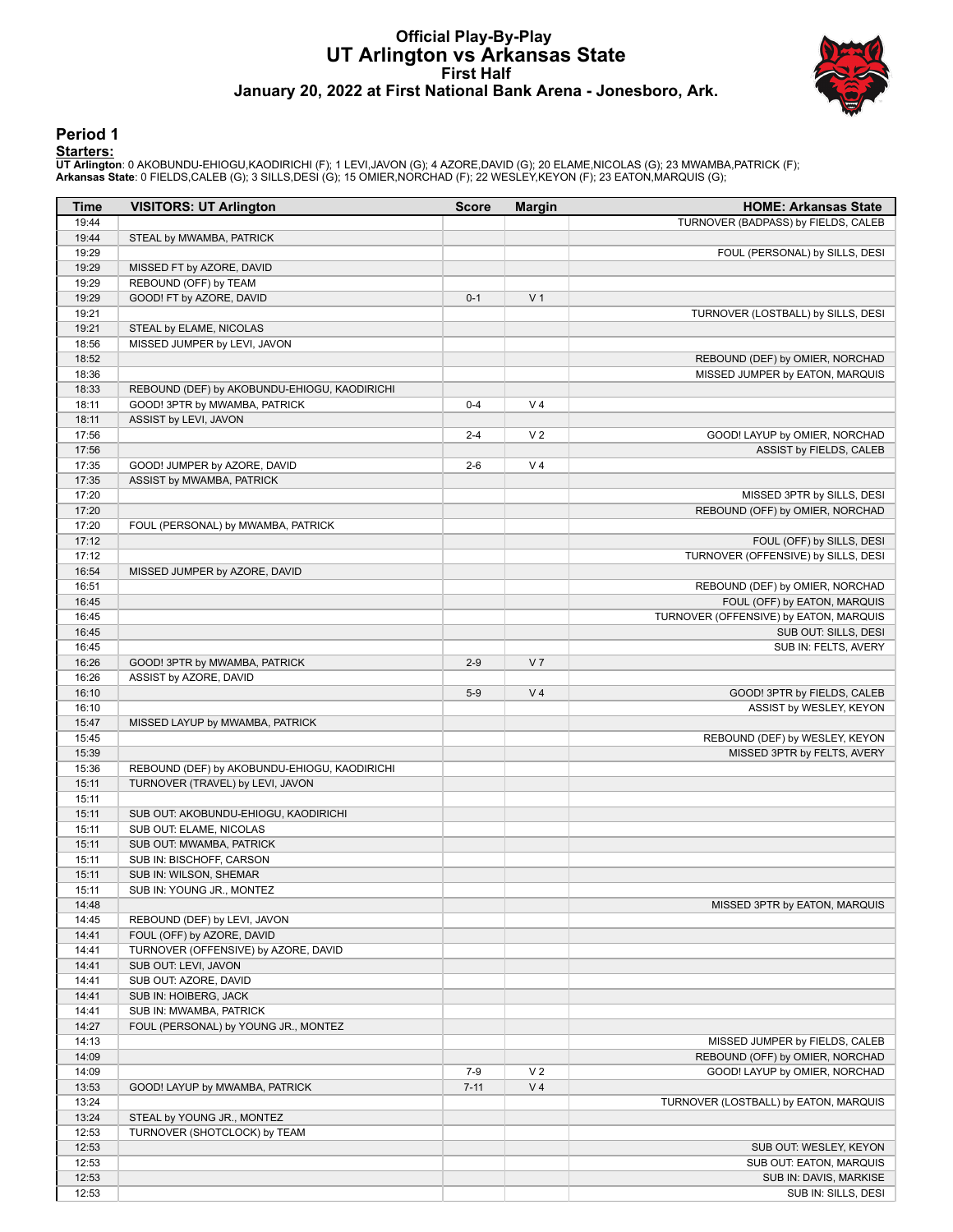# Official Play-By-Play
## UT Arlington vs Arkansas State
### First Half
### January 20, 2022 at First National Bank Arena - Jonesboro, Ark.

## Period 1

**Starters:**

**UT Arlington**: 0 AKOBUNDU-EHIOGU,KAODIRICHI (F); 1 LEVI,JAVON (G); 4 AZORE,DAVID (G); 20 ELAME,NICOLAS (G); 23 MWAMBA,PATRICK (F);
**Arkansas State**: 0 FIELDS,CALEB (G); 3 SILLS,DESI (G); 15 OMIER,NORCHAD (F); 22 WESLEY,KEYON (F); 23 EATON,MARQUIS (G);

| Time | VISITORS: UT Arlington | Score | Margin | HOME: Arkansas State |
|---|---|---|---|---|
| 19:44 | | | | TURNOVER (BADPASS) by FIELDS, CALEB |
| 19:44 | STEAL by MWAMBA, PATRICK | | | |
| 19:29 | | | | FOUL (PERSONAL) by SILLS, DESI |
| 19:29 | MISSED FT by AZORE, DAVID | | | |
| 19:29 | REBOUND (OFF) by TEAM | | | |
| 19:29 | GOOD! FT by AZORE, DAVID | 0-1 | V 1 | |
| 19:21 | | | | TURNOVER (LOSTBALL) by SILLS, DESI |
| 19:21 | STEAL by ELAME, NICOLAS | | | |
| 18:56 | MISSED JUMPER by LEVI, JAVON | | | |
| 18:52 | | | | REBOUND (DEF) by OMIER, NORCHAD |
| 18:36 | | | | MISSED JUMPER by EATON, MARQUIS |
| 18:33 | REBOUND (DEF) by AKOBUNDU-EHIOGU, KAODIRICHI | | | |
| 18:11 | GOOD! 3PTR by MWAMBA, PATRICK | 0-4 | V 4 | |
| 18:11 | ASSIST by LEVI, JAVON | | | |
| 17:56 | | 2-4 | V 2 | GOOD! LAYUP by OMIER, NORCHAD |
| 17:56 | | | | ASSIST by FIELDS, CALEB |
| 17:35 | GOOD! JUMPER by AZORE, DAVID | 2-6 | V 4 | |
| 17:35 | ASSIST by MWAMBA, PATRICK | | | |
| 17:20 | | | | MISSED 3PTR by SILLS, DESI |
| 17:20 | | | | REBOUND (OFF) by OMIER, NORCHAD |
| 17:20 | FOUL (PERSONAL) by MWAMBA, PATRICK | | | |
| 17:12 | | | | FOUL (OFF) by SILLS, DESI |
| 17:12 | | | | TURNOVER (OFFENSIVE) by SILLS, DESI |
| 16:54 | MISSED JUMPER by AZORE, DAVID | | | |
| 16:51 | | | | REBOUND (DEF) by OMIER, NORCHAD |
| 16:45 | | | | FOUL (OFF) by EATON, MARQUIS |
| 16:45 | | | | TURNOVER (OFFENSIVE) by EATON, MARQUIS |
| 16:45 | | | | SUB OUT: SILLS, DESI |
| 16:45 | | | | SUB IN: FELTS, AVERY |
| 16:26 | GOOD! 3PTR by MWAMBA, PATRICK | 2-9 | V 7 | |
| 16:26 | ASSIST by AZORE, DAVID | | | |
| 16:10 | | 5-9 | V 4 | GOOD! 3PTR by FIELDS, CALEB |
| 16:10 | | | | ASSIST by WESLEY, KEYON |
| 15:47 | MISSED LAYUP by MWAMBA, PATRICK | | | |
| 15:45 | | | | REBOUND (DEF) by WESLEY, KEYON |
| 15:39 | | | | MISSED 3PTR by FELTS, AVERY |
| 15:36 | REBOUND (DEF) by AKOBUNDU-EHIOGU, KAODIRICHI | | | |
| 15:11 | TURNOVER (TRAVEL) by LEVI, JAVON | | | |
| 15:11 | | | | |
| 15:11 | SUB OUT: AKOBUNDU-EHIOGU, KAODIRICHI | | | |
| 15:11 | SUB OUT: ELAME, NICOLAS | | | |
| 15:11 | SUB OUT: MWAMBA, PATRICK | | | |
| 15:11 | SUB IN: BISCHOFF, CARSON | | | |
| 15:11 | SUB IN: WILSON, SHEMAR | | | |
| 15:11 | SUB IN: YOUNG JR., MONTEZ | | | |
| 14:48 | | | | MISSED 3PTR by EATON, MARQUIS |
| 14:45 | REBOUND (DEF) by LEVI, JAVON | | | |
| 14:41 | FOUL (OFF) by AZORE, DAVID | | | |
| 14:41 | TURNOVER (OFFENSIVE) by AZORE, DAVID | | | |
| 14:41 | SUB OUT: LEVI, JAVON | | | |
| 14:41 | SUB OUT: AZORE, DAVID | | | |
| 14:41 | SUB IN: HOIBERG, JACK | | | |
| 14:41 | SUB IN: MWAMBA, PATRICK | | | |
| 14:27 | FOUL (PERSONAL) by YOUNG JR., MONTEZ | | | |
| 14:13 | | | | MISSED JUMPER by FIELDS, CALEB |
| 14:09 | | | | REBOUND (OFF) by OMIER, NORCHAD |
| 14:09 | | 7-9 | V 2 | GOOD! LAYUP by OMIER, NORCHAD |
| 13:53 | GOOD! LAYUP by MWAMBA, PATRICK | 7-11 | V 4 | |
| 13:24 | | | | TURNOVER (LOSTBALL) by EATON, MARQUIS |
| 13:24 | STEAL by YOUNG JR., MONTEZ | | | |
| 12:53 | TURNOVER (SHOTCLOCK) by TEAM | | | |
| 12:53 | | | | SUB OUT: WESLEY, KEYON |
| 12:53 | | | | SUB OUT: EATON, MARQUIS |
| 12:53 | | | | SUB IN: DAVIS, MARKISE |
| 12:53 | | | | SUB IN: SILLS, DESI |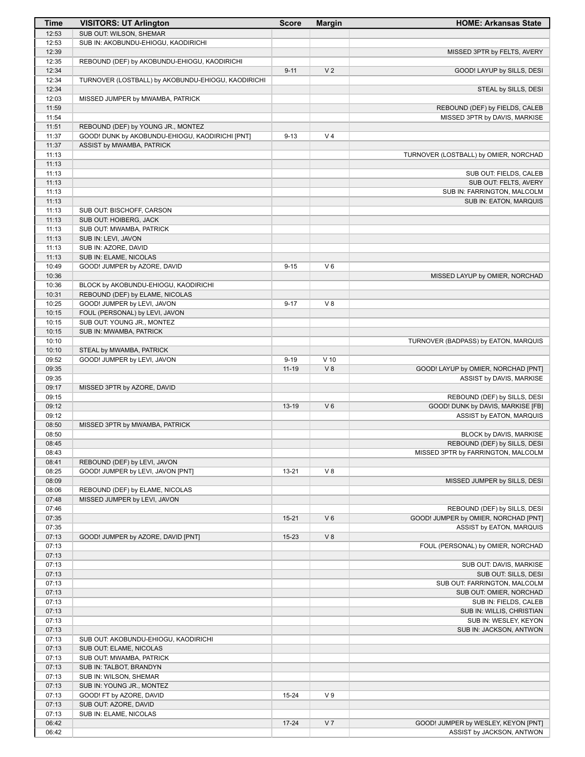| Time | VISITORS: UT Arlington | Score | Margin | HOME: Arkansas State |
|---|---|---|---|---|
| 12:53 | SUB OUT: WILSON, SHEMAR | | | |
| 12:53 | SUB IN: AKOBUNDU-EHIOGU, KAODIRICHI | | | |
| 12:39 | | | | MISSED 3PTR by FELTS, AVERY |
| 12:35 | REBOUND (DEF) by AKOBUNDU-EHIOGU, KAODIRICHI | | | |
| 12:34 | | 9-11 | V 2 | GOOD! LAYUP by SILLS, DESI |
| 12:34 | TURNOVER (LOSTBALL) by AKOBUNDU-EHIOGU, KAODIRICHI | | | |
| 12:34 | | | | STEAL by SILLS, DESI |
| 12:03 | MISSED JUMPER by MWAMBA, PATRICK | | | |
| 11:59 | | | | REBOUND (DEF) by FIELDS, CALEB |
| 11:54 | | | | MISSED 3PTR by DAVIS, MARKISE |
| 11:51 | REBOUND (DEF) by YOUNG JR., MONTEZ | | | |
| 11:37 | GOOD! DUNK by AKOBUNDU-EHIOGU, KAODIRICHI [PNT] | 9-13 | V 4 | |
| 11:37 | ASSIST by MWAMBA, PATRICK | | | |
| 11:13 | | | | TURNOVER (LOSTBALL) by OMIER, NORCHAD |
| 11:13 | | | | |
| 11:13 | | | | SUB OUT: FIELDS, CALEB |
| 11:13 | | | | SUB OUT: FELTS, AVERY |
| 11:13 | | | | SUB IN: FARRINGTON, MALCOLM |
| 11:13 | | | | SUB IN: EATON, MARQUIS |
| 11:13 | SUB OUT: BISCHOFF, CARSON | | | |
| 11:13 | SUB OUT: HOIBERG, JACK | | | |
| 11:13 | SUB OUT: MWAMBA, PATRICK | | | |
| 11:13 | SUB IN: LEVI, JAVON | | | |
| 11:13 | SUB IN: AZORE, DAVID | | | |
| 11:13 | SUB IN: ELAME, NICOLAS | | | |
| 10:49 | GOOD! JUMPER by AZORE, DAVID | 9-15 | V 6 | |
| 10:36 | | | | MISSED LAYUP by OMIER, NORCHAD |
| 10:36 | BLOCK by AKOBUNDU-EHIOGU, KAODIRICHI | | | |
| 10:31 | REBOUND (DEF) by ELAME, NICOLAS | | | |
| 10:25 | GOOD! JUMPER by LEVI, JAVON | 9-17 | V 8 | |
| 10:15 | FOUL (PERSONAL) by LEVI, JAVON | | | |
| 10:15 | SUB OUT: YOUNG JR., MONTEZ | | | |
| 10:15 | SUB IN: MWAMBA, PATRICK | | | |
| 10:10 | | | | TURNOVER (BADPASS) by EATON, MARQUIS |
| 10:10 | STEAL by MWAMBA, PATRICK | | | |
| 09:52 | GOOD! JUMPER by LEVI, JAVON | 9-19 | V 10 | |
| 09:35 | | 11-19 | V 8 | GOOD! LAYUP by OMIER, NORCHAD [PNT] |
| 09:35 | | | | ASSIST by DAVIS, MARKISE |
| 09:17 | MISSED 3PTR by AZORE, DAVID | | | |
| 09:15 | | | | REBOUND (DEF) by SILLS, DESI |
| 09:12 | | 13-19 | V 6 | GOOD! DUNK by DAVIS, MARKISE [FB] |
| 09:12 | | | | ASSIST by EATON, MARQUIS |
| 08:50 | MISSED 3PTR by MWAMBA, PATRICK | | | |
| 08:50 | | | | BLOCK by DAVIS, MARKISE |
| 08:45 | | | | REBOUND (DEF) by SILLS, DESI |
| 08:43 | | | | MISSED 3PTR by FARRINGTON, MALCOLM |
| 08:41 | REBOUND (DEF) by LEVI, JAVON | | | |
| 08:25 | GOOD! JUMPER by LEVI, JAVON [PNT] | 13-21 | V 8 | |
| 08:09 | | | | MISSED JUMPER by SILLS, DESI |
| 08:06 | REBOUND (DEF) by ELAME, NICOLAS | | | |
| 07:48 | MISSED JUMPER by LEVI, JAVON | | | |
| 07:46 | | | | REBOUND (DEF) by SILLS, DESI |
| 07:35 | | 15-21 | V 6 | GOOD! JUMPER by OMIER, NORCHAD [PNT] |
| 07:35 | | | | ASSIST by EATON, MARQUIS |
| 07:13 | GOOD! JUMPER by AZORE, DAVID [PNT] | 15-23 | V 8 | |
| 07:13 | | | | FOUL (PERSONAL) by OMIER, NORCHAD |
| 07:13 | | | | |
| 07:13 | | | | SUB OUT: DAVIS, MARKISE |
| 07:13 | | | | SUB OUT: SILLS, DESI |
| 07:13 | | | | SUB OUT: FARRINGTON, MALCOLM |
| 07:13 | | | | SUB OUT: OMIER, NORCHAD |
| 07:13 | | | | SUB IN: FIELDS, CALEB |
| 07:13 | | | | SUB IN: WILLIS, CHRISTIAN |
| 07:13 | | | | SUB IN: WESLEY, KEYON |
| 07:13 | | | | SUB IN: JACKSON, ANTWON |
| 07:13 | SUB OUT: AKOBUNDU-EHIOGU, KAODIRICHI | | | |
| 07:13 | SUB OUT: ELAME, NICOLAS | | | |
| 07:13 | SUB OUT: MWAMBA, PATRICK | | | |
| 07:13 | SUB IN: TALBOT, BRANDYN | | | |
| 07:13 | SUB IN: WILSON, SHEMAR | | | |
| 07:13 | SUB IN: YOUNG JR., MONTEZ | | | |
| 07:13 | GOOD! FT by AZORE, DAVID | 15-24 | V 9 | |
| 07:13 | SUB OUT: AZORE, DAVID | | | |
| 07:13 | SUB IN: ELAME, NICOLAS | | | |
| 06:42 | | 17-24 | V 7 | GOOD! JUMPER by WESLEY, KEYON [PNT] |
| 06:42 | | | | ASSIST by JACKSON, ANTWON |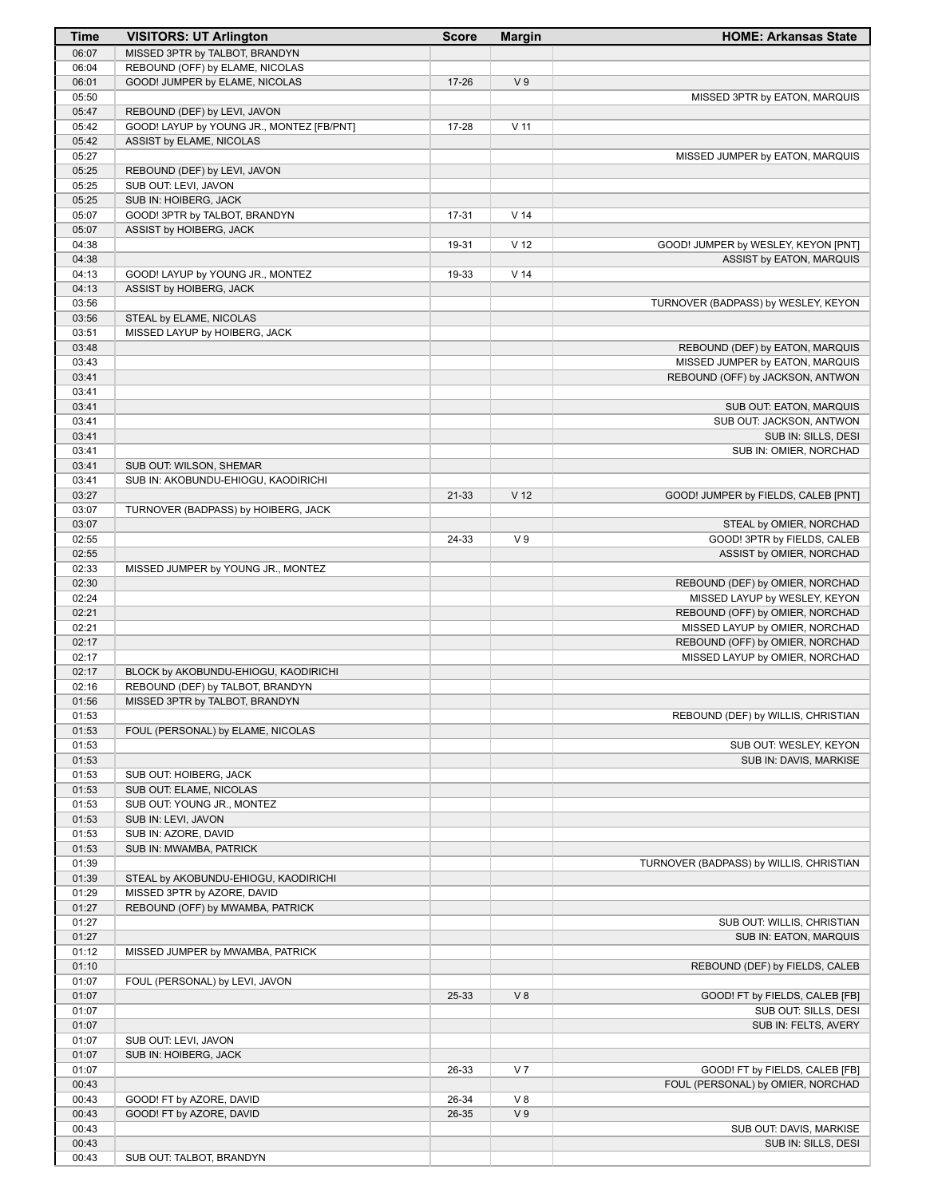| Time | VISITORS: UT Arlington | Score | Margin | HOME: Arkansas State |
|---|---|---|---|---|
| 06:07 | MISSED 3PTR by TALBOT, BRANDYN | | | |
| 06:04 | REBOUND (OFF) by ELAME, NICOLAS | | | |
| 06:01 | GOOD! JUMPER by ELAME, NICOLAS | 17-26 | V 9 | |
| 05:50 | | | | MISSED 3PTR by EATON, MARQUIS |
| 05:47 | REBOUND (DEF) by LEVI, JAVON | | | |
| 05:42 | GOOD! LAYUP by YOUNG JR., MONTEZ [FB/PNT] | 17-28 | V 11 | |
| 05:42 | ASSIST by ELAME, NICOLAS | | | |
| 05:27 | | | | MISSED JUMPER by EATON, MARQUIS |
| 05:25 | REBOUND (DEF) by LEVI, JAVON | | | |
| 05:25 | SUB OUT: LEVI, JAVON | | | |
| 05:25 | SUB IN: HOIBERG, JACK | | | |
| 05:07 | GOOD! 3PTR by TALBOT, BRANDYN | 17-31 | V 14 | |
| 05:07 | ASSIST by HOIBERG, JACK | | | |
| 04:38 | | 19-31 | V 12 | GOOD! JUMPER by WESLEY, KEYON [PNT] |
| 04:38 | | | | ASSIST by EATON, MARQUIS |
| 04:13 | GOOD! LAYUP by YOUNG JR., MONTEZ | 19-33 | V 14 | |
| 04:13 | ASSIST by HOIBERG, JACK | | | |
| 03:56 | | | | TURNOVER (BADPASS) by WESLEY, KEYON |
| 03:56 | STEAL by ELAME, NICOLAS | | | |
| 03:51 | MISSED LAYUP by HOIBERG, JACK | | | |
| 03:48 | | | | REBOUND (DEF) by EATON, MARQUIS |
| 03:43 | | | | MISSED JUMPER by EATON, MARQUIS |
| 03:41 | | | | REBOUND (OFF) by JACKSON, ANTWON |
| 03:41 | | | | |
| 03:41 | | | | SUB OUT: EATON, MARQUIS |
| 03:41 | | | | SUB OUT: JACKSON, ANTWON |
| 03:41 | | | | SUB IN: SILLS, DESI |
| 03:41 | | | | SUB IN: OMIER, NORCHAD |
| 03:41 | SUB OUT: WILSON, SHEMAR | | | |
| 03:41 | SUB IN: AKOBUNDU-EHIOGU, KAODIRICHI | | | |
| 03:27 | | 21-33 | V 12 | GOOD! JUMPER by FIELDS, CALEB [PNT] |
| 03:07 | TURNOVER (BADPASS) by HOIBERG, JACK | | | |
| 03:07 | | | | STEAL by OMIER, NORCHAD |
| 02:55 | | 24-33 | V 9 | GOOD! 3PTR by FIELDS, CALEB |
| 02:55 | | | | ASSIST by OMIER, NORCHAD |
| 02:33 | MISSED JUMPER by YOUNG JR., MONTEZ | | | |
| 02:30 | | | | REBOUND (DEF) by OMIER, NORCHAD |
| 02:24 | | | | MISSED LAYUP by WESLEY, KEYON |
| 02:21 | | | | REBOUND (OFF) by OMIER, NORCHAD |
| 02:21 | | | | MISSED LAYUP by OMIER, NORCHAD |
| 02:17 | | | | REBOUND (OFF) by OMIER, NORCHAD |
| 02:17 | | | | MISSED LAYUP by OMIER, NORCHAD |
| 02:17 | BLOCK by AKOBUNDU-EHIOGU, KAODIRICHI | | | |
| 02:16 | REBOUND (DEF) by TALBOT, BRANDYN | | | |
| 01:56 | MISSED 3PTR by TALBOT, BRANDYN | | | |
| 01:53 | | | | REBOUND (DEF) by WILLIS, CHRISTIAN |
| 01:53 | FOUL (PERSONAL) by ELAME, NICOLAS | | | |
| 01:53 | | | | SUB OUT: WESLEY, KEYON |
| 01:53 | | | | SUB IN: DAVIS, MARKISE |
| 01:53 | SUB OUT: HOIBERG, JACK | | | |
| 01:53 | SUB OUT: ELAME, NICOLAS | | | |
| 01:53 | SUB OUT: YOUNG JR., MONTEZ | | | |
| 01:53 | SUB IN: LEVI, JAVON | | | |
| 01:53 | SUB IN: AZORE, DAVID | | | |
| 01:53 | SUB IN: MWAMBA, PATRICK | | | |
| 01:39 | | | | TURNOVER (BADPASS) by WILLIS, CHRISTIAN |
| 01:39 | STEAL by AKOBUNDU-EHIOGU, KAODIRICHI | | | |
| 01:29 | MISSED 3PTR by AZORE, DAVID | | | |
| 01:27 | REBOUND (OFF) by MWAMBA, PATRICK | | | |
| 01:27 | | | | SUB OUT: WILLIS, CHRISTIAN |
| 01:27 | | | | SUB IN: EATON, MARQUIS |
| 01:12 | MISSED JUMPER by MWAMBA, PATRICK | | | |
| 01:10 | | | | REBOUND (DEF) by FIELDS, CALEB |
| 01:07 | FOUL (PERSONAL) by LEVI, JAVON | | | |
| 01:07 | | 25-33 | V 8 | GOOD! FT by FIELDS, CALEB [FB] |
| 01:07 | | | | SUB OUT: SILLS, DESI |
| 01:07 | | | | SUB IN: FELTS, AVERY |
| 01:07 | SUB OUT: LEVI, JAVON | | | |
| 01:07 | SUB IN: HOIBERG, JACK | | | |
| 01:07 | | 26-33 | V 7 | GOOD! FT by FIELDS, CALEB [FB] |
| 00:43 | | | | FOUL (PERSONAL) by OMIER, NORCHAD |
| 00:43 | GOOD! FT by AZORE, DAVID | 26-34 | V 8 | |
| 00:43 | GOOD! FT by AZORE, DAVID | 26-35 | V 9 | |
| 00:43 | | | | SUB OUT: DAVIS, MARKISE |
| 00:43 | | | | SUB IN: SILLS, DESI |
| 00:43 | SUB OUT: TALBOT, BRANDYN | | | |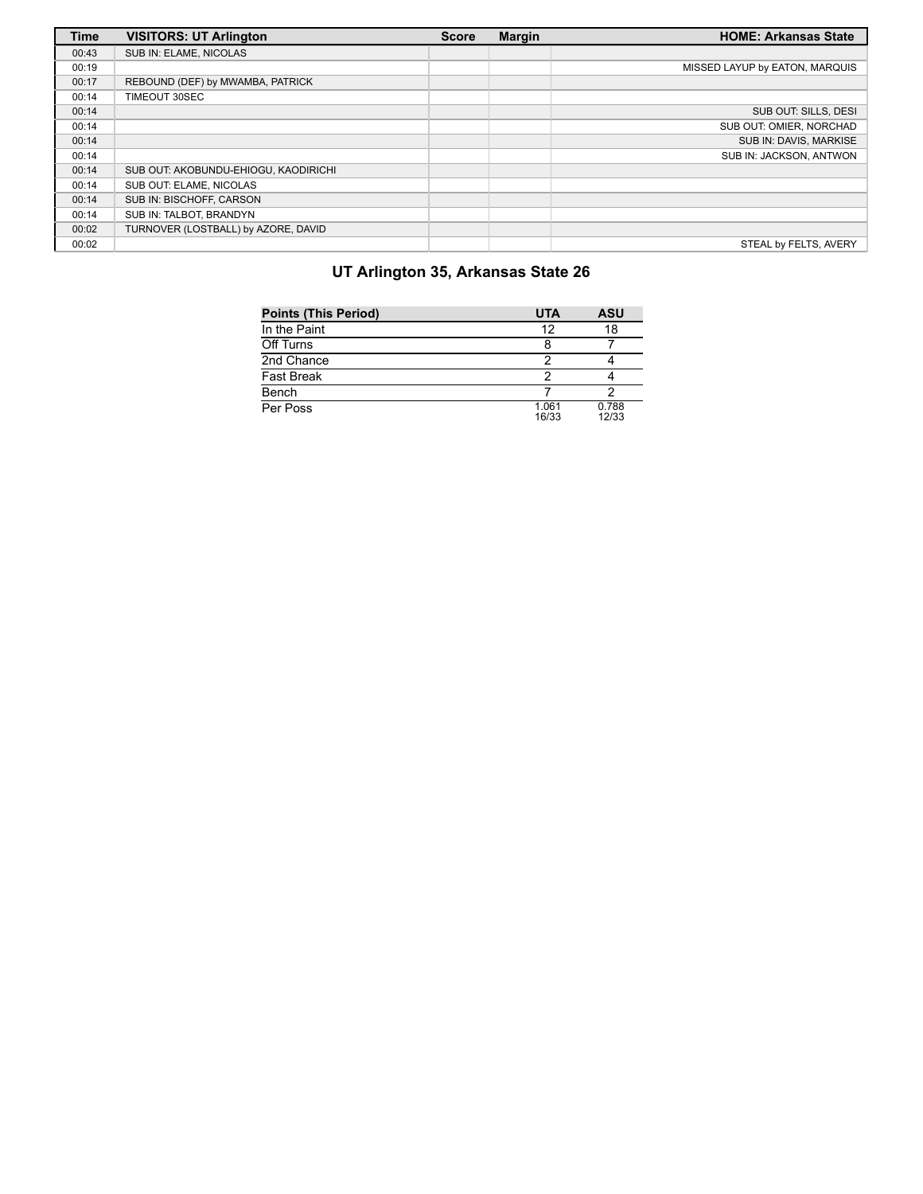| Time | VISITORS: UT Arlington | Score | Margin | HOME: Arkansas State |
|---|---|---|---|---|
| 00:43 | SUB IN: ELAME, NICOLAS | | | |
| 00:19 | | | | MISSED LAYUP by EATON, MARQUIS |
| 00:17 | REBOUND (DEF) by MWAMBA, PATRICK | | | |
| 00:14 | TIMEOUT 30SEC | | | |
| 00:14 | | | | SUB OUT: SILLS, DESI |
| 00:14 | | | | SUB OUT: OMIER, NORCHAD |
| 00:14 | | | | SUB IN: DAVIS, MARKISE |
| 00:14 | | | | SUB IN: JACKSON, ANTWON |
| 00:14 | SUB OUT: AKOBUNDU-EHIOGU, KAODIRICHI | | | |
| 00:14 | SUB OUT: ELAME, NICOLAS | | | |
| 00:14 | SUB IN: BISCHOFF, CARSON | | | |
| 00:14 | SUB IN: TALBOT, BRANDYN | | | |
| 00:02 | TURNOVER (LOSTBALL) by AZORE, DAVID | | | |
| 00:02 | | | | STEAL by FELTS, AVERY |

## UT Arlington 35, Arkansas State 26

| Points (This Period) | UTA | ASU |
|---|---|---|
| In the Paint | 12 | 18 |
| Off Turns | 8 | 7 |
| 2nd Chance | 2 | 4 |
| Fast Break | 2 | 4 |
| Bench | 7 | 2 |
| Per Poss | 1.061 16/33 | 0.788 12/33 |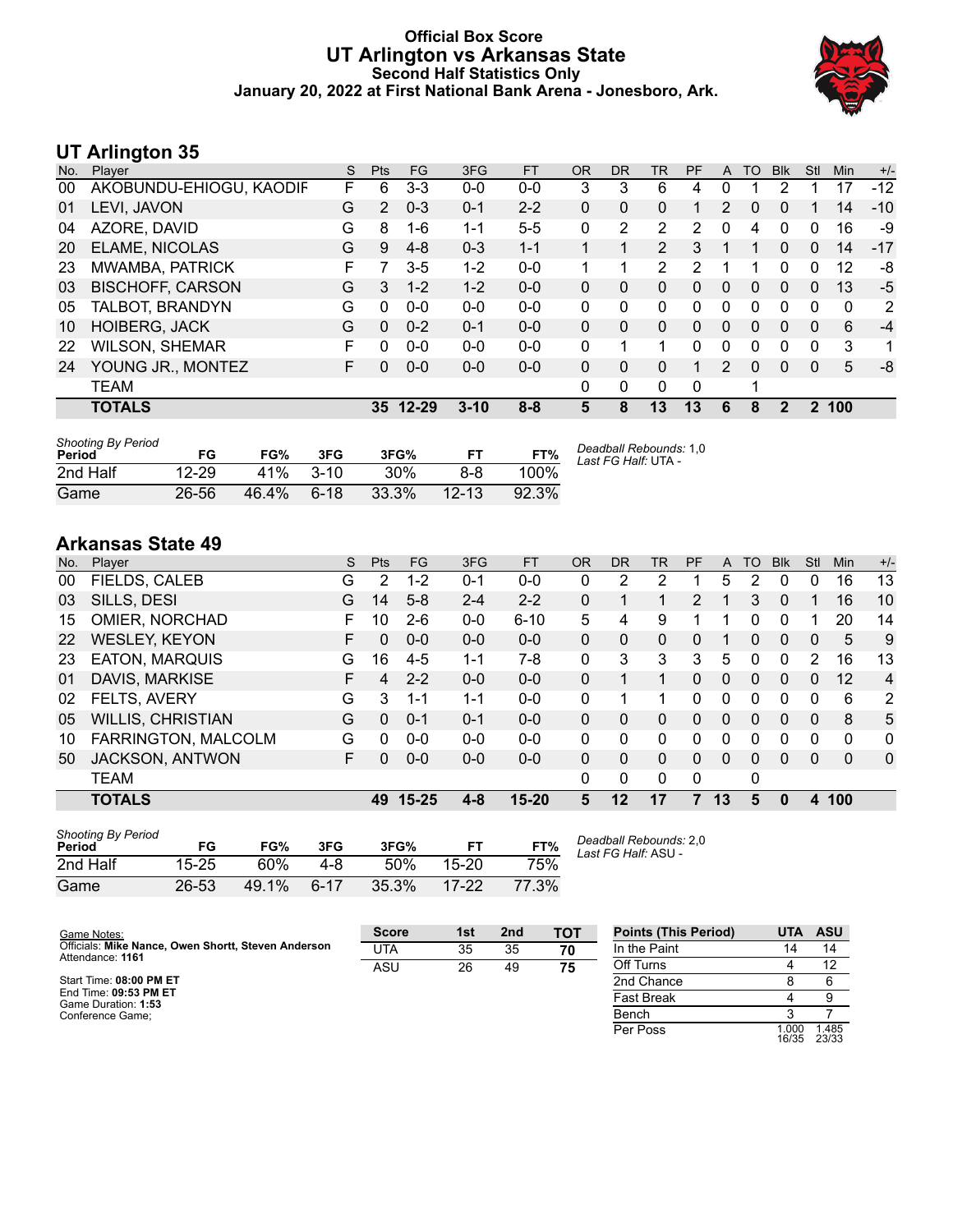# Official Box Score
## UT Arlington vs Arkansas State
### Second Half Statistics Only
### January 20, 2022 at First National Bank Arena - Jonesboro, Ark.

## UT Arlington 35

| No. | Player | S | Pts | FG | 3FG | FT | OR | DR | TR | PF | A | TO | Blk | Stl | Min | +/- |
|---|---|---|---|---|---|---|---|---|---|---|---|---|---|---|---|---|
| 00 | AKOBUNDU-EHIOGU, KAODIR | F | 6 | 3-3 | 0-0 | 0-0 | 3 | 3 | 6 | 4 | 0 | 1 | 2 | 1 | 17 | -12 |
| 01 | LEVI, JAVON | G | 2 | 0-3 | 0-1 | 2-2 | 0 | 0 | 0 | 1 | 2 | 0 | 0 | 1 | 14 | -10 |
| 04 | AZORE, DAVID | G | 8 | 1-6 | 1-1 | 5-5 | 0 | 2 | 2 | 2 | 0 | 4 | 0 | 0 | 16 | -9 |
| 20 | ELAME, NICOLAS | G | 9 | 4-8 | 0-3 | 1-1 | 1 | 1 | 2 | 3 | 1 | 1 | 0 | 0 | 14 | -17 |
| 23 | MWAMBA, PATRICK | F | 7 | 3-5 | 1-2 | 0-0 | 1 | 1 | 2 | 2 | 1 | 1 | 0 | 0 | 12 | -8 |
| 03 | BISCHOFF, CARSON | G | 3 | 1-2 | 1-2 | 0-0 | 0 | 0 | 0 | 0 | 0 | 0 | 0 | 0 | 13 | -5 |
| 05 | TALBOT, BRANDYN | G | 0 | 0-0 | 0-0 | 0-0 | 0 | 0 | 0 | 0 | 0 | 0 | 0 | 0 | 0 | 2 |
| 10 | HOIBERG, JACK | G | 0 | 0-2 | 0-1 | 0-0 | 0 | 0 | 0 | 0 | 0 | 0 | 0 | 0 | 6 | -4 |
| 22 | WILSON, SHEMAR | F | 0 | 0-0 | 0-0 | 0-0 | 0 | 1 | 1 | 0 | 0 | 0 | 0 | 0 | 3 | 1 |
| 24 | YOUNG JR., MONTEZ | F | 0 | 0-0 | 0-0 | 0-0 | 0 | 0 | 0 | 1 | 2 | 0 | 0 | 0 | 5 | -8 |
| | TEAM | | | | | | 0 | 0 | 0 | 0 | | 1 | | | | |
| | **TOTALS** | | **35** | **12-29** | **3-10** | **8-8** | **5** | **8** | **13** | **13** | **6** | **8** | **2** | **2** | **100** | |

*Shooting By Period*

| Period | FG | FG% | 3FG | 3FG% | FT | FT% |
|---|---|---|---|---|---|---|
| 2nd Half | 12-29 | 41% | 3-10 | 30% | 8-8 | 100% |
| Game | 26-56 | 46.4% | 6-18 | 33.3% | 12-13 | 92.3% |

*Deadball Rebounds:* 1,0
*Last FG Half:* UTA -

## Arkansas State 49

| No. | Player | S | Pts | FG | 3FG | FT | OR | DR | TR | PF | A | TO | Blk | Stl | Min | +/- |
|---|---|---|---|---|---|---|---|---|---|---|---|---|---|---|---|---|
| 00 | FIELDS, CALEB | G | 2 | 1-2 | 0-1 | 0-0 | 0 | 2 | 2 | 1 | 5 | 2 | 0 | 0 | 16 | 13 |
| 03 | SILLS, DESI | G | 14 | 5-8 | 2-4 | 2-2 | 0 | 1 | 1 | 2 | 1 | 3 | 0 | 1 | 16 | 10 |
| 15 | OMIER, NORCHAD | F | 10 | 2-6 | 0-0 | 6-10 | 5 | 4 | 9 | 1 | 1 | 0 | 0 | 1 | 20 | 14 |
| 22 | WESLEY, KEYON | F | 0 | 0-0 | 0-0 | 0-0 | 0 | 0 | 0 | 0 | 1 | 0 | 0 | 0 | 5 | 9 |
| 23 | EATON, MARQUIS | G | 16 | 4-5 | 1-1 | 7-8 | 0 | 3 | 3 | 3 | 5 | 0 | 0 | 2 | 16 | 13 |
| 01 | DAVIS, MARKISE | F | 4 | 2-2 | 0-0 | 0-0 | 0 | 1 | 1 | 0 | 0 | 0 | 0 | 0 | 12 | 4 |
| 02 | FELTS, AVERY | G | 3 | 1-1 | 1-1 | 0-0 | 0 | 1 | 1 | 0 | 0 | 0 | 0 | 0 | 6 | 2 |
| 05 | WILLIS, CHRISTIAN | G | 0 | 0-1 | 0-1 | 0-0 | 0 | 0 | 0 | 0 | 0 | 0 | 0 | 0 | 8 | 5 |
| 10 | FARRINGTON, MALCOLM | G | 0 | 0-0 | 0-0 | 0-0 | 0 | 0 | 0 | 0 | 0 | 0 | 0 | 0 | 0 | 0 |
| 50 | JACKSON, ANTWON | F | 0 | 0-0 | 0-0 | 0-0 | 0 | 0 | 0 | 0 | 0 | 0 | 0 | 0 | 0 | 0 |
| | TEAM | | | | | | 0 | 0 | 0 | 0 | | 0 | | | | |
| | **TOTALS** | | **49** | **15-25** | **4-8** | **15-20** | **5** | **12** | **17** | **7** | **13** | **5** | **0** | **4** | **100** | |

*Shooting By Period*

| Period | FG | FG% | 3FG | 3FG% | FT | FT% |
|---|---|---|---|---|---|---|
| 2nd Half | 15-25 | 60% | 4-8 | 50% | 15-20 | 75% |
| Game | 26-53 | 49.1% | 6-17 | 35.3% | 17-22 | 77.3% |

*Deadball Rebounds:* 2,0
*Last FG Half:* ASU -

Game Notes:
Officials: **Mike Nance, Owen Shortt, Steven Anderson**
Attendance: **1161**

Start Time: **08:00 PM ET**
End Time: **09:53 PM ET**
Game Duration: **1:53**
Conference Game;

| Score | 1st | 2nd | TOT |
|---|---|---|---|
| UTA | 35 | 35 | **70** |
| ASU | 26 | 49 | **75** |

| Points (This Period) | UTA | ASU |
|---|---|---|
| In the Paint | 14 | 14 |
| Off Turns | 4 | 12 |
| 2nd Chance | 8 | 6 |
| Fast Break | 4 | 9 |
| Bench | 3 | 7 |
| Per Poss | 1.000 16/35 | 1.485 23/33 |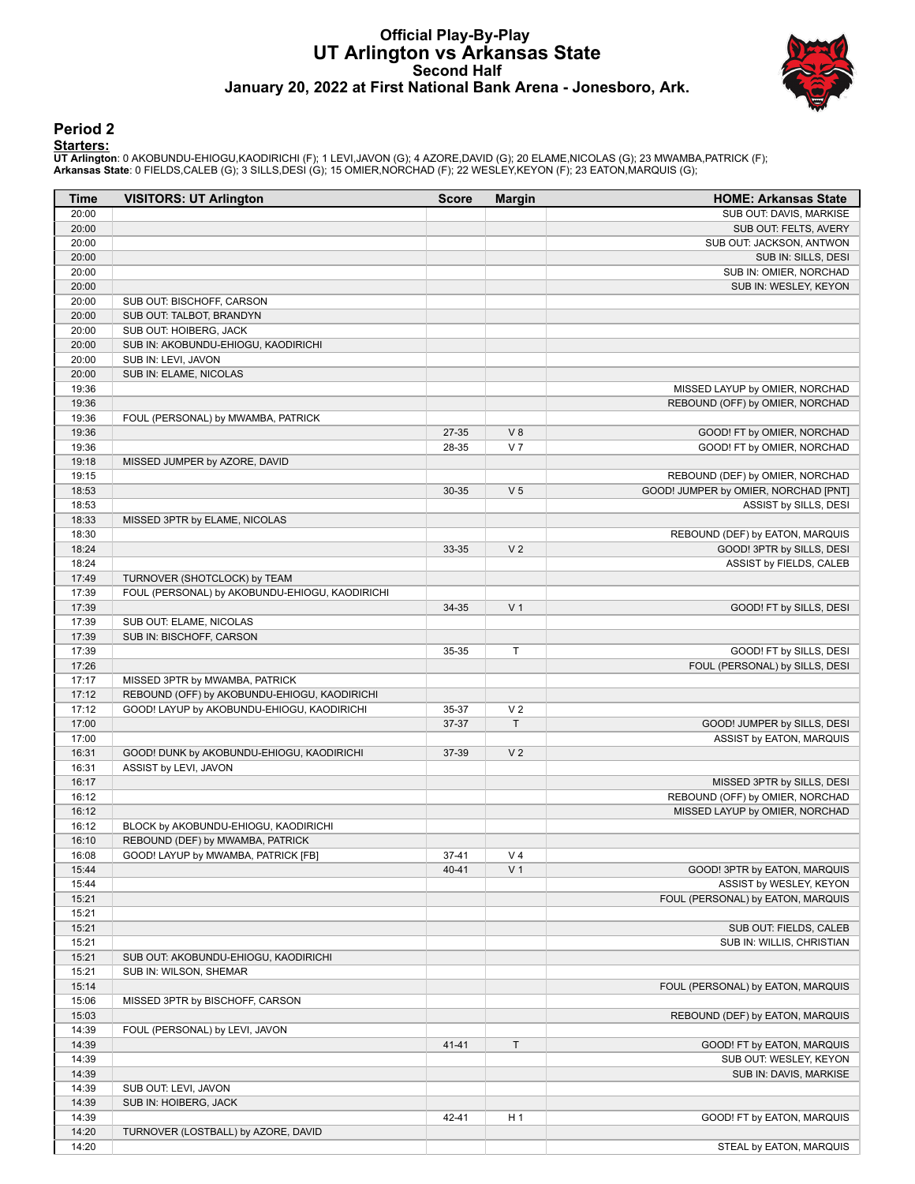# Official Play-By-Play
# UT Arlington vs Arkansas State
## Second Half
### January 20, 2022 at First National Bank Arena - Jonesboro, Ark.

## Period 2

**Starters:**

**UT Arlington**: 0 AKOBUNDU-EHIOGU,KAODIRICHI (F); 1 LEVI,JAVON (G); 4 AZORE,DAVID (G); 20 ELAME,NICOLAS (G); 23 MWAMBA,PATRICK (F);
**Arkansas State**: 0 FIELDS,CALEB (G); 3 SILLS,DESI (G); 15 OMIER,NORCHAD (F); 22 WESLEY,KEYON (F); 23 EATON,MARQUIS (G);

| Time | VISITORS: UT Arlington | Score | Margin | HOME: Arkansas State |
|---|---|---|---|---|
| 20:00 | | | | SUB OUT: DAVIS, MARKISE |
| 20:00 | | | | SUB OUT: FELTS, AVERY |
| 20:00 | | | | SUB OUT: JACKSON, ANTWON |
| 20:00 | | | | SUB IN: SILLS, DESI |
| 20:00 | | | | SUB IN: OMIER, NORCHAD |
| 20:00 | | | | SUB IN: WESLEY, KEYON |
| 20:00 | SUB OUT: BISCHOFF, CARSON | | | |
| 20:00 | SUB OUT: TALBOT, BRANDYN | | | |
| 20:00 | SUB OUT: HOIBERG, JACK | | | |
| 20:00 | SUB IN: AKOBUNDU-EHIOGU, KAODIRICHI | | | |
| 20:00 | SUB IN: LEVI, JAVON | | | |
| 20:00 | SUB IN: ELAME, NICOLAS | | | |
| 19:36 | | | | MISSED LAYUP by OMIER, NORCHAD |
| 19:36 | | | | REBOUND (OFF) by OMIER, NORCHAD |
| 19:36 | FOUL (PERSONAL) by MWAMBA, PATRICK | | | |
| 19:36 | | 27-35 | V 8 | GOOD! FT by OMIER, NORCHAD |
| 19:36 | | 28-35 | V 7 | GOOD! FT by OMIER, NORCHAD |
| 19:18 | MISSED JUMPER by AZORE, DAVID | | | |
| 19:15 | | | | REBOUND (DEF) by OMIER, NORCHAD |
| 18:53 | | 30-35 | V 5 | GOOD! JUMPER by OMIER, NORCHAD [PNT] |
| 18:53 | | | | ASSIST by SILLS, DESI |
| 18:33 | MISSED 3PTR by ELAME, NICOLAS | | | |
| 18:30 | | | | REBOUND (DEF) by EATON, MARQUIS |
| 18:24 | | 33-35 | V 2 | GOOD! 3PTR by SILLS, DESI |
| 18:24 | | | | ASSIST by FIELDS, CALEB |
| 17:49 | TURNOVER (SHOTCLOCK) by TEAM | | | |
| 17:39 | FOUL (PERSONAL) by AKOBUNDU-EHIOGU, KAODIRICHI | | | |
| 17:39 | | 34-35 | V 1 | GOOD! FT by SILLS, DESI |
| 17:39 | SUB OUT: ELAME, NICOLAS | | | |
| 17:39 | SUB IN: BISCHOFF, CARSON | | | |
| 17:39 | | 35-35 | T | GOOD! FT by SILLS, DESI |
| 17:26 | | | | FOUL (PERSONAL) by SILLS, DESI |
| 17:17 | MISSED 3PTR by MWAMBA, PATRICK | | | |
| 17:12 | REBOUND (OFF) by AKOBUNDU-EHIOGU, KAODIRICHI | | | |
| 17:12 | GOOD! LAYUP by AKOBUNDU-EHIOGU, KAODIRICHI | 35-37 | V 2 | |
| 17:00 | | 37-37 | T | GOOD! JUMPER by SILLS, DESI |
| 17:00 | | | | ASSIST by EATON, MARQUIS |
| 16:31 | GOOD! DUNK by AKOBUNDU-EHIOGU, KAODIRICHI | 37-39 | V 2 | |
| 16:31 | ASSIST by LEVI, JAVON | | | |
| 16:17 | | | | MISSED 3PTR by SILLS, DESI |
| 16:12 | | | | REBOUND (OFF) by OMIER, NORCHAD |
| 16:12 | | | | MISSED LAYUP by OMIER, NORCHAD |
| 16:12 | BLOCK by AKOBUNDU-EHIOGU, KAODIRICHI | | | |
| 16:10 | REBOUND (DEF) by MWAMBA, PATRICK | | | |
| 16:08 | GOOD! LAYUP by MWAMBA, PATRICK [FB] | 37-41 | V 4 | |
| 15:44 | | 40-41 | V 1 | GOOD! 3PTR by EATON, MARQUIS |
| 15:44 | | | | ASSIST by WESLEY, KEYON |
| 15:21 | | | | FOUL (PERSONAL) by EATON, MARQUIS |
| 15:21 | | | | |
| 15:21 | | | | SUB OUT: FIELDS, CALEB |
| 15:21 | | | | SUB IN: WILLIS, CHRISTIAN |
| 15:21 | SUB OUT: AKOBUNDU-EHIOGU, KAODIRICHI | | | |
| 15:21 | SUB IN: WILSON, SHEMAR | | | |
| 15:14 | | | | FOUL (PERSONAL) by EATON, MARQUIS |
| 15:06 | MISSED 3PTR by BISCHOFF, CARSON | | | |
| 15:03 | | | | REBOUND (DEF) by EATON, MARQUIS |
| 14:39 | FOUL (PERSONAL) by LEVI, JAVON | | | |
| 14:39 | | 41-41 | T | GOOD! FT by EATON, MARQUIS |
| 14:39 | | | | SUB OUT: WESLEY, KEYON |
| 14:39 | | | | SUB IN: DAVIS, MARKISE |
| 14:39 | SUB OUT: LEVI, JAVON | | | |
| 14:39 | SUB IN: HOIBERG, JACK | | | |
| 14:39 | | 42-41 | H 1 | GOOD! FT by EATON, MARQUIS |
| 14:20 | TURNOVER (LOSTBALL) by AZORE, DAVID | | | |
| 14:20 | | | | STEAL by EATON, MARQUIS |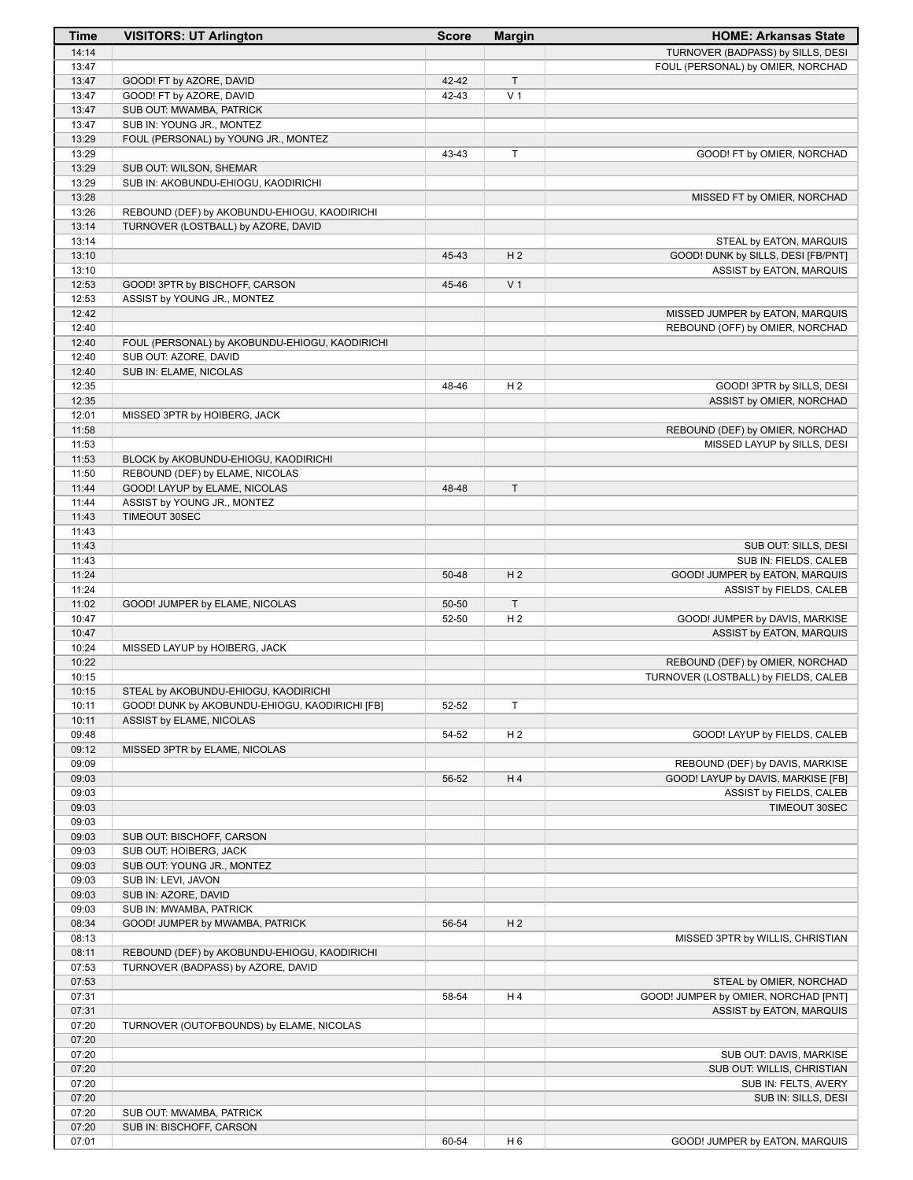| Time | VISITORS: UT Arlington | Score | Margin | HOME: Arkansas State |
|---|---|---|---|---|
| 14:14 | | | | TURNOVER (BADPASS) by SILLS, DESI |
| 13:47 | | | | FOUL (PERSONAL) by OMIER, NORCHAD |
| 13:47 | GOOD! FT by AZORE, DAVID | 42-42 | T | |
| 13:47 | GOOD! FT by AZORE, DAVID | 42-43 | V 1 | |
| 13:47 | SUB OUT: MWAMBA, PATRICK | | | |
| 13:47 | SUB IN: YOUNG JR., MONTEZ | | | |
| 13:29 | FOUL (PERSONAL) by YOUNG JR., MONTEZ | | | |
| 13:29 | | 43-43 | T | GOOD! FT by OMIER, NORCHAD |
| 13:29 | SUB OUT: WILSON, SHEMAR | | | |
| 13:29 | SUB IN: AKOBUNDU-EHIOGU, KAODIRICHI | | | |
| 13:28 | | | | MISSED FT by OMIER, NORCHAD |
| 13:26 | REBOUND (DEF) by AKOBUNDU-EHIOGU, KAODIRICHI | | | |
| 13:14 | TURNOVER (LOSTBALL) by AZORE, DAVID | | | |
| 13:14 | | | | STEAL by EATON, MARQUIS |
| 13:10 | | 45-43 | H 2 | GOOD! DUNK by SILLS, DESI [FB/PNT] |
| 13:10 | | | | ASSIST by EATON, MARQUIS |
| 12:53 | GOOD! 3PTR by BISCHOFF, CARSON | 45-46 | V 1 | |
| 12:53 | ASSIST by YOUNG JR., MONTEZ | | | |
| 12:42 | | | | MISSED JUMPER by EATON, MARQUIS |
| 12:40 | | | | REBOUND (OFF) by OMIER, NORCHAD |
| 12:40 | FOUL (PERSONAL) by AKOBUNDU-EHIOGU, KAODIRICHI | | | |
| 12:40 | SUB OUT: AZORE, DAVID | | | |
| 12:40 | SUB IN: ELAME, NICOLAS | | | |
| 12:35 | | 48-46 | H 2 | GOOD! 3PTR by SILLS, DESI |
| 12:35 | | | | ASSIST by OMIER, NORCHAD |
| 12:01 | MISSED 3PTR by HOIBERG, JACK | | | |
| 11:58 | | | | REBOUND (DEF) by OMIER, NORCHAD |
| 11:53 | | | | MISSED LAYUP by SILLS, DESI |
| 11:53 | BLOCK by AKOBUNDU-EHIOGU, KAODIRICHI | | | |
| 11:50 | REBOUND (DEF) by ELAME, NICOLAS | | | |
| 11:44 | GOOD! LAYUP by ELAME, NICOLAS | 48-48 | T | |
| 11:44 | ASSIST by YOUNG JR., MONTEZ | | | |
| 11:43 | TIMEOUT 30SEC | | | |
| 11:43 | | | | |
| 11:43 | | | | SUB OUT: SILLS, DESI |
| 11:43 | | | | SUB IN: FIELDS, CALEB |
| 11:24 | | 50-48 | H 2 | GOOD! JUMPER by EATON, MARQUIS |
| 11:24 | | | | ASSIST by FIELDS, CALEB |
| 11:02 | GOOD! JUMPER by ELAME, NICOLAS | 50-50 | T | |
| 10:47 | | 52-50 | H 2 | GOOD! JUMPER by DAVIS, MARKISE |
| 10:47 | | | | ASSIST by EATON, MARQUIS |
| 10:24 | MISSED LAYUP by HOIBERG, JACK | | | |
| 10:22 | | | | REBOUND (DEF) by OMIER, NORCHAD |
| 10:15 | | | | TURNOVER (LOSTBALL) by FIELDS, CALEB |
| 10:15 | STEAL by AKOBUNDU-EHIOGU, KAODIRICHI | | | |
| 10:11 | GOOD! DUNK by AKOBUNDU-EHIOGU, KAODIRICHI [FB] | 52-52 | T | |
| 10:11 | ASSIST by ELAME, NICOLAS | | | |
| 09:48 | | 54-52 | H 2 | GOOD! LAYUP by FIELDS, CALEB |
| 09:12 | MISSED 3PTR by ELAME, NICOLAS | | | |
| 09:09 | | | | REBOUND (DEF) by DAVIS, MARKISE |
| 09:03 | | 56-52 | H 4 | GOOD! LAYUP by DAVIS, MARKISE [FB] |
| 09:03 | | | | ASSIST by FIELDS, CALEB |
| 09:03 | | | | TIMEOUT 30SEC |
| 09:03 | | | | |
| 09:03 | SUB OUT: BISCHOFF, CARSON | | | |
| 09:03 | SUB OUT: HOIBERG, JACK | | | |
| 09:03 | SUB OUT: YOUNG JR., MONTEZ | | | |
| 09:03 | SUB IN: LEVI, JAVON | | | |
| 09:03 | SUB IN: AZORE, DAVID | | | |
| 09:03 | SUB IN: MWAMBA, PATRICK | | | |
| 08:34 | GOOD! JUMPER by MWAMBA, PATRICK | 56-54 | H 2 | |
| 08:13 | | | | MISSED 3PTR by WILLIS, CHRISTIAN |
| 08:11 | REBOUND (DEF) by AKOBUNDU-EHIOGU, KAODIRICHI | | | |
| 07:53 | TURNOVER (BADPASS) by AZORE, DAVID | | | |
| 07:53 | | | | STEAL by OMIER, NORCHAD |
| 07:31 | | 58-54 | H 4 | GOOD! JUMPER by OMIER, NORCHAD [PNT] |
| 07:31 | | | | ASSIST by EATON, MARQUIS |
| 07:20 | TURNOVER (OUTOFBOUNDS) by ELAME, NICOLAS | | | |
| 07:20 | | | | |
| 07:20 | | | | SUB OUT: DAVIS, MARKISE |
| 07:20 | | | | SUB OUT: WILLIS, CHRISTIAN |
| 07:20 | | | | SUB IN: FELTS, AVERY |
| 07:20 | | | | SUB IN: SILLS, DESI |
| 07:20 | SUB OUT: MWAMBA, PATRICK | | | |
| 07:20 | SUB IN: BISCHOFF, CARSON | | | |
| 07:01 | | 60-54 | H 6 | GOOD! JUMPER by EATON, MARQUIS |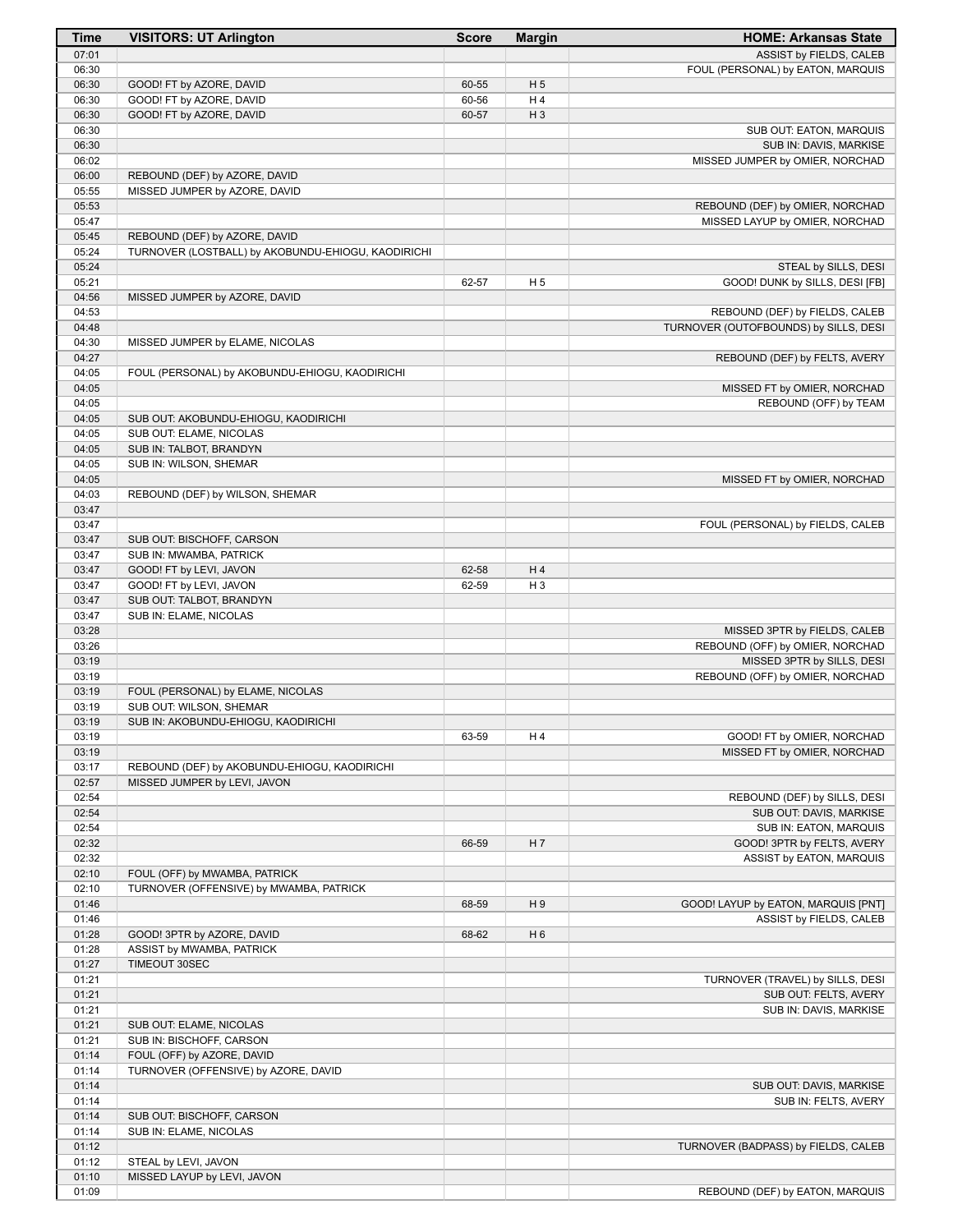| Time | VISITORS: UT Arlington | Score | Margin | HOME: Arkansas State |
|---|---|---|---|---|
| 07:01 | | | | ASSIST by FIELDS, CALEB |
| 06:30 | | | | FOUL (PERSONAL) by EATON, MARQUIS |
| 06:30 | GOOD! FT by AZORE, DAVID | 60-55 | H 5 | |
| 06:30 | GOOD! FT by AZORE, DAVID | 60-56 | H 4 | |
| 06:30 | GOOD! FT by AZORE, DAVID | 60-57 | H 3 | |
| 06:30 | | | | SUB OUT: EATON, MARQUIS |
| 06:30 | | | | SUB IN: DAVIS, MARKISE |
| 06:02 | | | | MISSED JUMPER by OMIER, NORCHAD |
| 06:00 | REBOUND (DEF) by AZORE, DAVID | | | |
| 05:55 | MISSED JUMPER by AZORE, DAVID | | | |
| 05:53 | | | | REBOUND (DEF) by OMIER, NORCHAD |
| 05:47 | | | | MISSED LAYUP by OMIER, NORCHAD |
| 05:45 | REBOUND (DEF) by AZORE, DAVID | | | |
| 05:24 | TURNOVER (LOSTBALL) by AKOBUNDU-EHIOGU, KAODIRICHI | | | |
| 05:24 | | | | STEAL by SILLS, DESI |
| 05:21 | | 62-57 | H 5 | GOOD! DUNK by SILLS, DESI [FB] |
| 04:56 | MISSED JUMPER by AZORE, DAVID | | | |
| 04:53 | | | | REBOUND (DEF) by FIELDS, CALEB |
| 04:48 | | | | TURNOVER (OUTOFBOUNDS) by SILLS, DESI |
| 04:30 | MISSED JUMPER by ELAME, NICOLAS | | | |
| 04:27 | | | | REBOUND (DEF) by FELTS, AVERY |
| 04:05 | FOUL (PERSONAL) by AKOBUNDU-EHIOGU, KAODIRICHI | | | |
| 04:05 | | | | MISSED FT by OMIER, NORCHAD |
| 04:05 | | | | REBOUND (OFF) by TEAM |
| 04:05 | SUB OUT: AKOBUNDU-EHIOGU, KAODIRICHI | | | |
| 04:05 | SUB OUT: ELAME, NICOLAS | | | |
| 04:05 | SUB IN: TALBOT, BRANDYN | | | |
| 04:05 | SUB IN: WILSON, SHEMAR | | | |
| 04:05 | | | | MISSED FT by OMIER, NORCHAD |
| 04:03 | REBOUND (DEF) by WILSON, SHEMAR | | | |
| 03:47 | | | | |
| 03:47 | | | | FOUL (PERSONAL) by FIELDS, CALEB |
| 03:47 | SUB OUT: BISCHOFF, CARSON | | | |
| 03:47 | SUB IN: MWAMBA, PATRICK | | | |
| 03:47 | GOOD! FT by LEVI, JAVON | 62-58 | H 4 | |
| 03:47 | GOOD! FT by LEVI, JAVON | 62-59 | H 3 | |
| 03:47 | SUB OUT: TALBOT, BRANDYN | | | |
| 03:47 | SUB IN: ELAME, NICOLAS | | | |
| 03:28 | | | | MISSED 3PTR by FIELDS, CALEB |
| 03:26 | | | | REBOUND (OFF) by OMIER, NORCHAD |
| 03:19 | | | | MISSED 3PTR by SILLS, DESI |
| 03:19 | | | | REBOUND (OFF) by OMIER, NORCHAD |
| 03:19 | FOUL (PERSONAL) by ELAME, NICOLAS | | | |
| 03:19 | SUB OUT: WILSON, SHEMAR | | | |
| 03:19 | SUB IN: AKOBUNDU-EHIOGU, KAODIRICHI | | | |
| 03:19 | | 63-59 | H 4 | GOOD! FT by OMIER, NORCHAD |
| 03:19 | | | | MISSED FT by OMIER, NORCHAD |
| 03:17 | REBOUND (DEF) by AKOBUNDU-EHIOGU, KAODIRICHI | | | |
| 02:57 | MISSED JUMPER by LEVI, JAVON | | | |
| 02:54 | | | | REBOUND (DEF) by SILLS, DESI |
| 02:54 | | | | SUB OUT: DAVIS, MARKISE |
| 02:54 | | | | SUB IN: EATON, MARQUIS |
| 02:32 | | 66-59 | H 7 | GOOD! 3PTR by FELTS, AVERY |
| 02:32 | | | | ASSIST by EATON, MARQUIS |
| 02:10 | FOUL (OFF) by MWAMBA, PATRICK | | | |
| 02:10 | TURNOVER (OFFENSIVE) by MWAMBA, PATRICK | | | |
| 01:46 | | 68-59 | H 9 | GOOD! LAYUP by EATON, MARQUIS [PNT] |
| 01:46 | | | | ASSIST by FIELDS, CALEB |
| 01:28 | GOOD! 3PTR by AZORE, DAVID | 68-62 | H 6 | |
| 01:28 | ASSIST by MWAMBA, PATRICK | | | |
| 01:27 | TIMEOUT 30SEC | | | |
| 01:21 | | | | TURNOVER (TRAVEL) by SILLS, DESI |
| 01:21 | | | | SUB OUT: FELTS, AVERY |
| 01:21 | | | | SUB IN: DAVIS, MARKISE |
| 01:21 | SUB OUT: ELAME, NICOLAS | | | |
| 01:21 | SUB IN: BISCHOFF, CARSON | | | |
| 01:14 | FOUL (OFF) by AZORE, DAVID | | | |
| 01:14 | TURNOVER (OFFENSIVE) by AZORE, DAVID | | | |
| 01:14 | | | | SUB OUT: DAVIS, MARKISE |
| 01:14 | | | | SUB IN: FELTS, AVERY |
| 01:14 | SUB OUT: BISCHOFF, CARSON | | | |
| 01:14 | SUB IN: ELAME, NICOLAS | | | |
| 01:12 | | | | TURNOVER (BADPASS) by FIELDS, CALEB |
| 01:12 | STEAL by LEVI, JAVON | | | |
| 01:10 | MISSED LAYUP by LEVI, JAVON | | | |
| 01:09 | | | | REBOUND (DEF) by EATON, MARQUIS |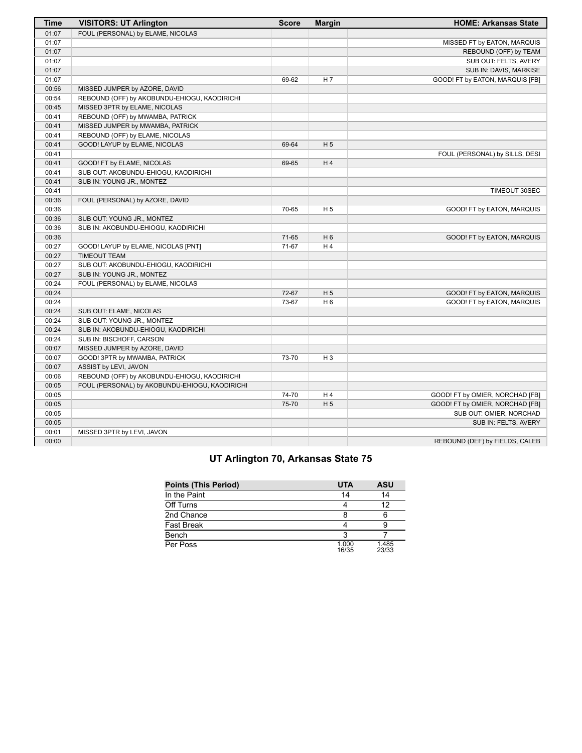| Time | VISITORS: UT Arlington | Score | Margin | HOME: Arkansas State |
|---|---|---|---|---|
| 01:07 | FOUL (PERSONAL) by ELAME, NICOLAS | | | |
| 01:07 | | | | MISSED FT by EATON, MARQUIS |
| 01:07 | | | | REBOUND (OFF) by TEAM |
| 01:07 | | | | SUB OUT: FELTS, AVERY |
| 01:07 | | | | SUB IN: DAVIS, MARKISE |
| 01:07 | | 69-62 | H 7 | GOOD! FT by EATON, MARQUIS [FB] |
| 00:56 | MISSED JUMPER by AZORE, DAVID | | | |
| 00:54 | REBOUND (OFF) by AKOBUNDU-EHIOGU, KAODIRICHI | | | |
| 00:45 | MISSED 3PTR by ELAME, NICOLAS | | | |
| 00:41 | REBOUND (OFF) by MWAMBA, PATRICK | | | |
| 00:41 | MISSED JUMPER by MWAMBA, PATRICK | | | |
| 00:41 | REBOUND (OFF) by ELAME, NICOLAS | | | |
| 00:41 | GOOD! LAYUP by ELAME, NICOLAS | 69-64 | H 5 | |
| 00:41 | | | | FOUL (PERSONAL) by SILLS, DESI |
| 00:41 | GOOD! FT by ELAME, NICOLAS | 69-65 | H 4 | |
| 00:41 | SUB OUT: AKOBUNDU-EHIOGU, KAODIRICHI | | | |
| 00:41 | SUB IN: YOUNG JR., MONTEZ | | | |
| 00:41 | | | | TIMEOUT 30SEC |
| 00:36 | FOUL (PERSONAL) by AZORE, DAVID | | | |
| 00:36 | | 70-65 | H 5 | GOOD! FT by EATON, MARQUIS |
| 00:36 | SUB OUT: YOUNG JR., MONTEZ | | | |
| 00:36 | SUB IN: AKOBUNDU-EHIOGU, KAODIRICHI | | | |
| 00:36 | | 71-65 | H 6 | GOOD! FT by EATON, MARQUIS |
| 00:27 | GOOD! LAYUP by ELAME, NICOLAS [PNT] | 71-67 | H 4 | |
| 00:27 | TIMEOUT TEAM | | | |
| 00:27 | SUB OUT: AKOBUNDU-EHIOGU, KAODIRICHI | | | |
| 00:27 | SUB IN: YOUNG JR., MONTEZ | | | |
| 00:24 | FOUL (PERSONAL) by ELAME, NICOLAS | | | |
| 00:24 | | 72-67 | H 5 | GOOD! FT by EATON, MARQUIS |
| 00:24 | | 73-67 | H 6 | GOOD! FT by EATON, MARQUIS |
| 00:24 | SUB OUT: ELAME, NICOLAS | | | |
| 00:24 | SUB OUT: YOUNG JR., MONTEZ | | | |
| 00:24 | SUB IN: AKOBUNDU-EHIOGU, KAODIRICHI | | | |
| 00:24 | SUB IN: BISCHOFF, CARSON | | | |
| 00:07 | MISSED JUMPER by AZORE, DAVID | | | |
| 00:07 | GOOD! 3PTR by MWAMBA, PATRICK | 73-70 | H 3 | |
| 00:07 | ASSIST by LEVI, JAVON | | | |
| 00:06 | REBOUND (OFF) by AKOBUNDU-EHIOGU, KAODIRICHI | | | |
| 00:05 | FOUL (PERSONAL) by AKOBUNDU-EHIOGU, KAODIRICHI | | | |
| 00:05 | | 74-70 | H 4 | GOOD! FT by OMIER, NORCHAD [FB] |
| 00:05 | | 75-70 | H 5 | GOOD! FT by OMIER, NORCHAD [FB] |
| 00:05 | | | | SUB OUT: OMIER, NORCHAD |
| 00:05 | | | | SUB IN: FELTS, AVERY |
| 00:01 | MISSED 3PTR by LEVI, JAVON | | | |
| 00:00 | | | | REBOUND (DEF) by FIELDS, CALEB |

## UT Arlington 70, Arkansas State 75

| Points (This Period) | UTA | ASU |
|---|---|---|
| In the Paint | 14 | 14 |
| Off Turns | 4 | 12 |
| 2nd Chance | 8 | 6 |
| Fast Break | 4 | 9 |
| Bench | 3 | 7 |
| Per Poss | 1.000 16/35 | 1.485 23/33 |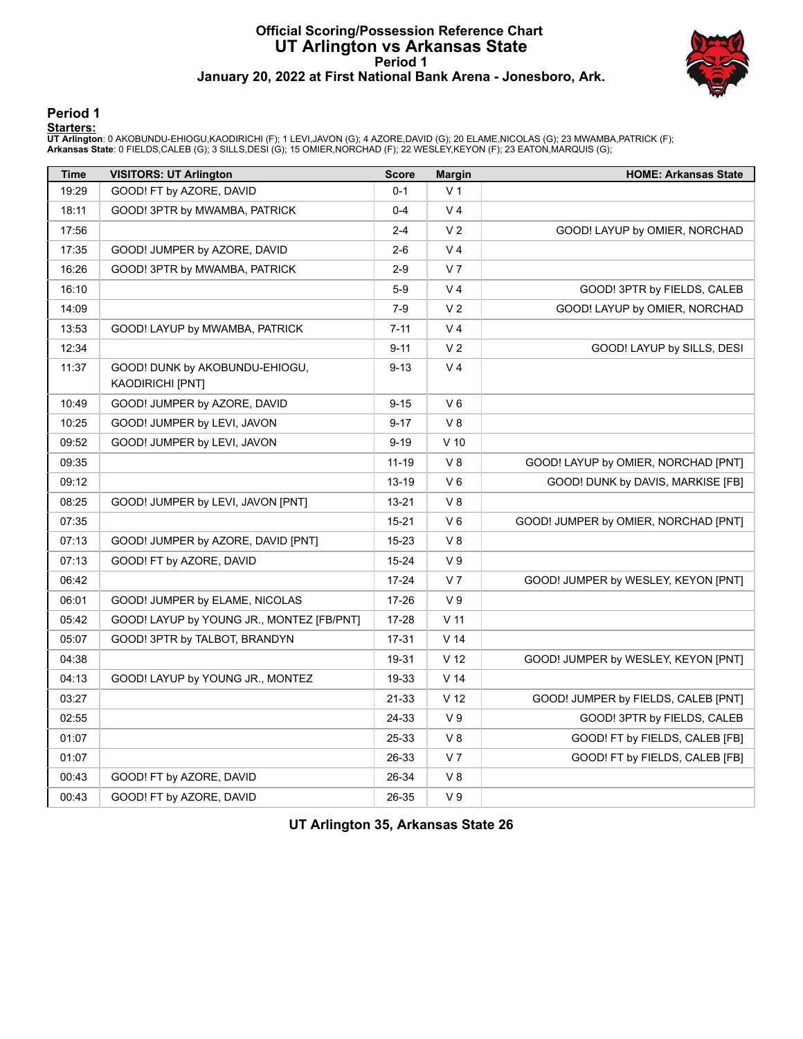# Official Scoring/Possession Reference Chart
## UT Arlington vs Arkansas State
### Period 1
### January 20, 2022 at First National Bank Arena - Jonesboro, Ark.

## Period 1

**Starters:**

**UT Arlington**: 0 AKOBUNDU-EHIOGU,KAODIRICHI (F); 1 LEVI,JAVON (G); 4 AZORE,DAVID (G); 20 ELAME,NICOLAS (G); 23 MWAMBA,PATRICK (F);
**Arkansas State**: 0 FIELDS,CALEB (G); 3 SILLS,DESI (G); 15 OMIER,NORCHAD (F); 22 WESLEY,KEYON (F); 23 EATON,MARQUIS (G);

| Time | VISITORS: UT Arlington | Score | Margin | HOME: Arkansas State |
|---|---|---|---|---|
| 19:29 | GOOD! FT by AZORE, DAVID | 0-1 | V 1 | |
| 18:11 | GOOD! 3PTR by MWAMBA, PATRICK | 0-4 | V 4 | |
| 17:56 | | 2-4 | V 2 | GOOD! LAYUP by OMIER, NORCHAD |
| 17:35 | GOOD! JUMPER by AZORE, DAVID | 2-6 | V 4 | |
| 16:26 | GOOD! 3PTR by MWAMBA, PATRICK | 2-9 | V 7 | |
| 16:10 | | 5-9 | V 4 | GOOD! 3PTR by FIELDS, CALEB |
| 14:09 | | 7-9 | V 2 | GOOD! LAYUP by OMIER, NORCHAD |
| 13:53 | GOOD! LAYUP by MWAMBA, PATRICK | 7-11 | V 4 | |
| 12:34 | | 9-11 | V 2 | GOOD! LAYUP by SILLS, DESI |
| 11:37 | GOOD! DUNK by AKOBUNDU-EHIOGU, KAODIRICHI [PNT] | 9-13 | V 4 | |
| 10:49 | GOOD! JUMPER by AZORE, DAVID | 9-15 | V 6 | |
| 10:25 | GOOD! JUMPER by LEVI, JAVON | 9-17 | V 8 | |
| 09:52 | GOOD! JUMPER by LEVI, JAVON | 9-19 | V 10 | |
| 09:35 | | 11-19 | V 8 | GOOD! LAYUP by OMIER, NORCHAD [PNT] |
| 09:12 | | 13-19 | V 6 | GOOD! DUNK by DAVIS, MARKISE [FB] |
| 08:25 | GOOD! JUMPER by LEVI, JAVON [PNT] | 13-21 | V 8 | |
| 07:35 | | 15-21 | V 6 | GOOD! JUMPER by OMIER, NORCHAD [PNT] |
| 07:13 | GOOD! JUMPER by AZORE, DAVID [PNT] | 15-23 | V 8 | |
| 07:13 | GOOD! FT by AZORE, DAVID | 15-24 | V 9 | |
| 06:42 | | 17-24 | V 7 | GOOD! JUMPER by WESLEY, KEYON [PNT] |
| 06:01 | GOOD! JUMPER by ELAME, NICOLAS | 17-26 | V 9 | |
| 05:42 | GOOD! LAYUP by YOUNG JR., MONTEZ [FB/PNT] | 17-28 | V 11 | |
| 05:07 | GOOD! 3PTR by TALBOT, BRANDYN | 17-31 | V 14 | |
| 04:38 | | 19-31 | V 12 | GOOD! JUMPER by WESLEY, KEYON [PNT] |
| 04:13 | GOOD! LAYUP by YOUNG JR., MONTEZ | 19-33 | V 14 | |
| 03:27 | | 21-33 | V 12 | GOOD! JUMPER by FIELDS, CALEB [PNT] |
| 02:55 | | 24-33 | V 9 | GOOD! 3PTR by FIELDS, CALEB |
| 01:07 | | 25-33 | V 8 | GOOD! FT by FIELDS, CALEB [FB] |
| 01:07 | | 26-33 | V 7 | GOOD! FT by FIELDS, CALEB [FB] |
| 00:43 | GOOD! FT by AZORE, DAVID | 26-34 | V 8 | |
| 00:43 | GOOD! FT by AZORE, DAVID | 26-35 | V 9 | |

**UT Arlington 35, Arkansas State 26**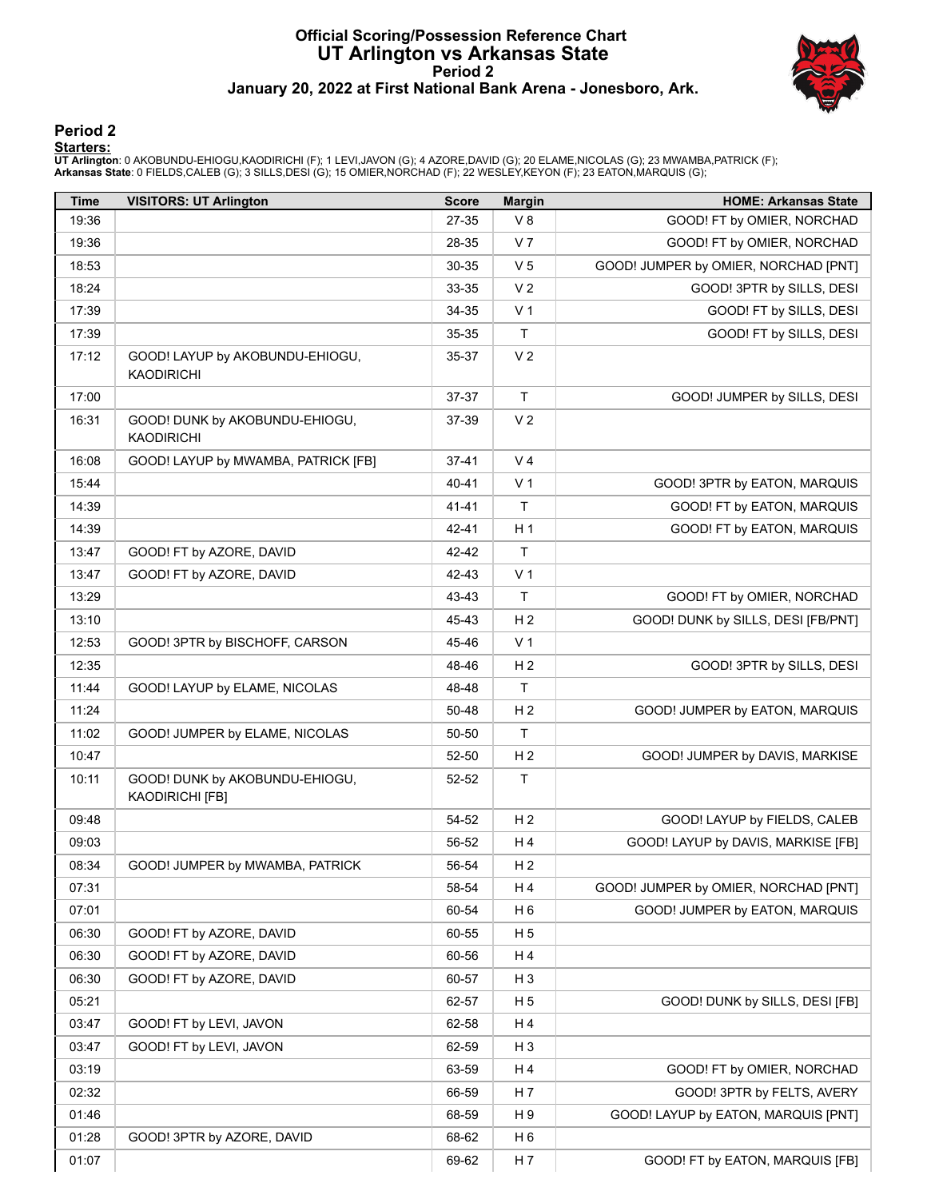# Official Scoring/Possession Reference Chart
## UT Arlington vs Arkansas State
### Period 2
### January 20, 2022 at First National Bank Arena - Jonesboro, Ark.

## Period 2

**Starters:**

**UT Arlington**: 0 AKOBUNDU-EHIOGU,KAODIRICHI (F); 1 LEVI,JAVON (G); 4 AZORE,DAVID (G); 20 ELAME,NICOLAS (G); 23 MWAMBA,PATRICK (F);
**Arkansas State**: 0 FIELDS,CALEB (G); 3 SILLS,DESI (G); 15 OMIER,NORCHAD (F); 22 WESLEY,KEYON (F); 23 EATON,MARQUIS (G);

| Time | VISITORS: UT Arlington | Score | Margin | HOME: Arkansas State |
|---|---|---|---|---|
| 19:36 | | 27-35 | V 8 | GOOD! FT by OMIER, NORCHAD |
| 19:36 | | 28-35 | V 7 | GOOD! FT by OMIER, NORCHAD |
| 18:53 | | 30-35 | V 5 | GOOD! JUMPER by OMIER, NORCHAD [PNT] |
| 18:24 | | 33-35 | V 2 | GOOD! 3PTR by SILLS, DESI |
| 17:39 | | 34-35 | V 1 | GOOD! FT by SILLS, DESI |
| 17:39 | | 35-35 | T | GOOD! FT by SILLS, DESI |
| 17:12 | GOOD! LAYUP by AKOBUNDU-EHIOGU, KAODIRICHI | 35-37 | V 2 | |
| 17:00 | | 37-37 | T | GOOD! JUMPER by SILLS, DESI |
| 16:31 | GOOD! DUNK by AKOBUNDU-EHIOGU, KAODIRICHI | 37-39 | V 2 | |
| 16:08 | GOOD! LAYUP by MWAMBA, PATRICK [FB] | 37-41 | V 4 | |
| 15:44 | | 40-41 | V 1 | GOOD! 3PTR by EATON, MARQUIS |
| 14:39 | | 41-41 | T | GOOD! FT by EATON, MARQUIS |
| 14:39 | | 42-41 | H 1 | GOOD! FT by EATON, MARQUIS |
| 13:47 | GOOD! FT by AZORE, DAVID | 42-42 | T | |
| 13:47 | GOOD! FT by AZORE, DAVID | 42-43 | V 1 | |
| 13:29 | | 43-43 | T | GOOD! FT by OMIER, NORCHAD |
| 13:10 | | 45-43 | H 2 | GOOD! DUNK by SILLS, DESI [FB/PNT] |
| 12:53 | GOOD! 3PTR by BISCHOFF, CARSON | 45-46 | V 1 | |
| 12:35 | | 48-46 | H 2 | GOOD! 3PTR by SILLS, DESI |
| 11:44 | GOOD! LAYUP by ELAME, NICOLAS | 48-48 | T | |
| 11:24 | | 50-48 | H 2 | GOOD! JUMPER by EATON, MARQUIS |
| 11:02 | GOOD! JUMPER by ELAME, NICOLAS | 50-50 | T | |
| 10:47 | | 52-50 | H 2 | GOOD! JUMPER by DAVIS, MARKISE |
| 10:11 | GOOD! DUNK by AKOBUNDU-EHIOGU, KAODIRICHI [FB] | 52-52 | T | |
| 09:48 | | 54-52 | H 2 | GOOD! LAYUP by FIELDS, CALEB |
| 09:03 | | 56-52 | H 4 | GOOD! LAYUP by DAVIS, MARKISE [FB] |
| 08:34 | GOOD! JUMPER by MWAMBA, PATRICK | 56-54 | H 2 | |
| 07:31 | | 58-54 | H 4 | GOOD! JUMPER by OMIER, NORCHAD [PNT] |
| 07:01 | | 60-54 | H 6 | GOOD! JUMPER by EATON, MARQUIS |
| 06:30 | GOOD! FT by AZORE, DAVID | 60-55 | H 5 | |
| 06:30 | GOOD! FT by AZORE, DAVID | 60-56 | H 4 | |
| 06:30 | GOOD! FT by AZORE, DAVID | 60-57 | H 3 | |
| 05:21 | | 62-57 | H 5 | GOOD! DUNK by SILLS, DESI [FB] |
| 03:47 | GOOD! FT by LEVI, JAVON | 62-58 | H 4 | |
| 03:47 | GOOD! FT by LEVI, JAVON | 62-59 | H 3 | |
| 03:19 | | 63-59 | H 4 | GOOD! FT by OMIER, NORCHAD |
| 02:32 | | 66-59 | H 7 | GOOD! 3PTR by FELTS, AVERY |
| 01:46 | | 68-59 | H 9 | GOOD! LAYUP by EATON, MARQUIS [PNT] |
| 01:28 | GOOD! 3PTR by AZORE, DAVID | 68-62 | H 6 | |
| 01:07 | | 69-62 | H 7 | GOOD! FT by EATON, MARQUIS [FB] |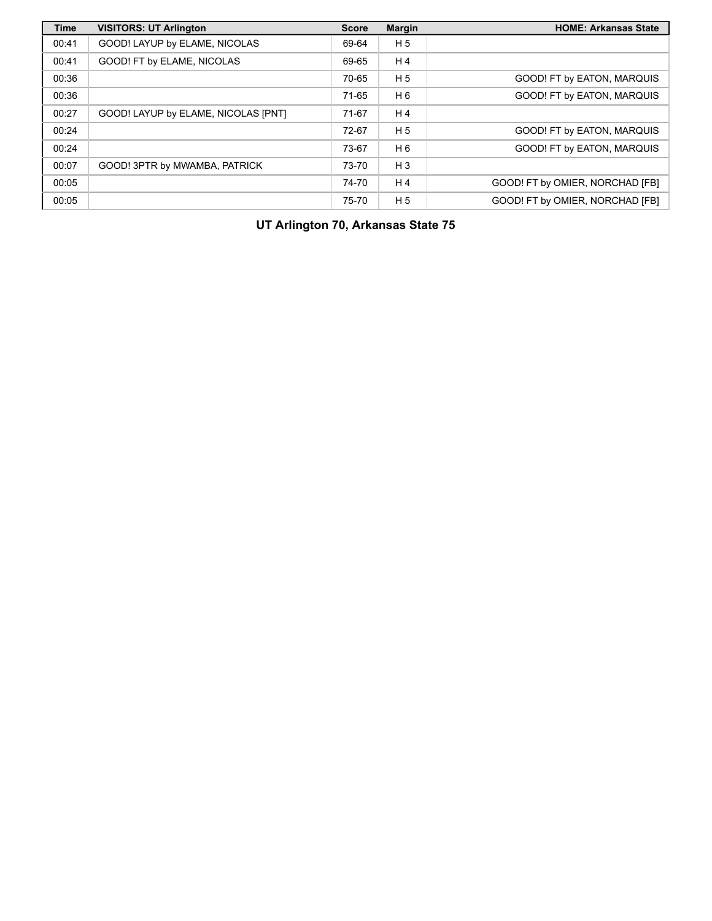| Time | VISITORS: UT Arlington | Score | Margin | HOME: Arkansas State |
|---|---|---|---|---|
| 00:41 | GOOD! LAYUP by ELAME, NICOLAS | 69-64 | H 5 | |
| 00:41 | GOOD! FT by ELAME, NICOLAS | 69-65 | H 4 | |
| 00:36 | | 70-65 | H 5 | GOOD! FT by EATON, MARQUIS |
| 00:36 | | 71-65 | H 6 | GOOD! FT by EATON, MARQUIS |
| 00:27 | GOOD! LAYUP by ELAME, NICOLAS [PNT] | 71-67 | H 4 | |
| 00:24 | | 72-67 | H 5 | GOOD! FT by EATON, MARQUIS |
| 00:24 | | 73-67 | H 6 | GOOD! FT by EATON, MARQUIS |
| 00:07 | GOOD! 3PTR by MWAMBA, PATRICK | 73-70 | H 3 | |
| 00:05 | | 74-70 | H 4 | GOOD! FT by OMIER, NORCHAD [FB] |
| 00:05 | | 75-70 | H 5 | GOOD! FT by OMIER, NORCHAD [FB] |

**UT Arlington 70, Arkansas State 75**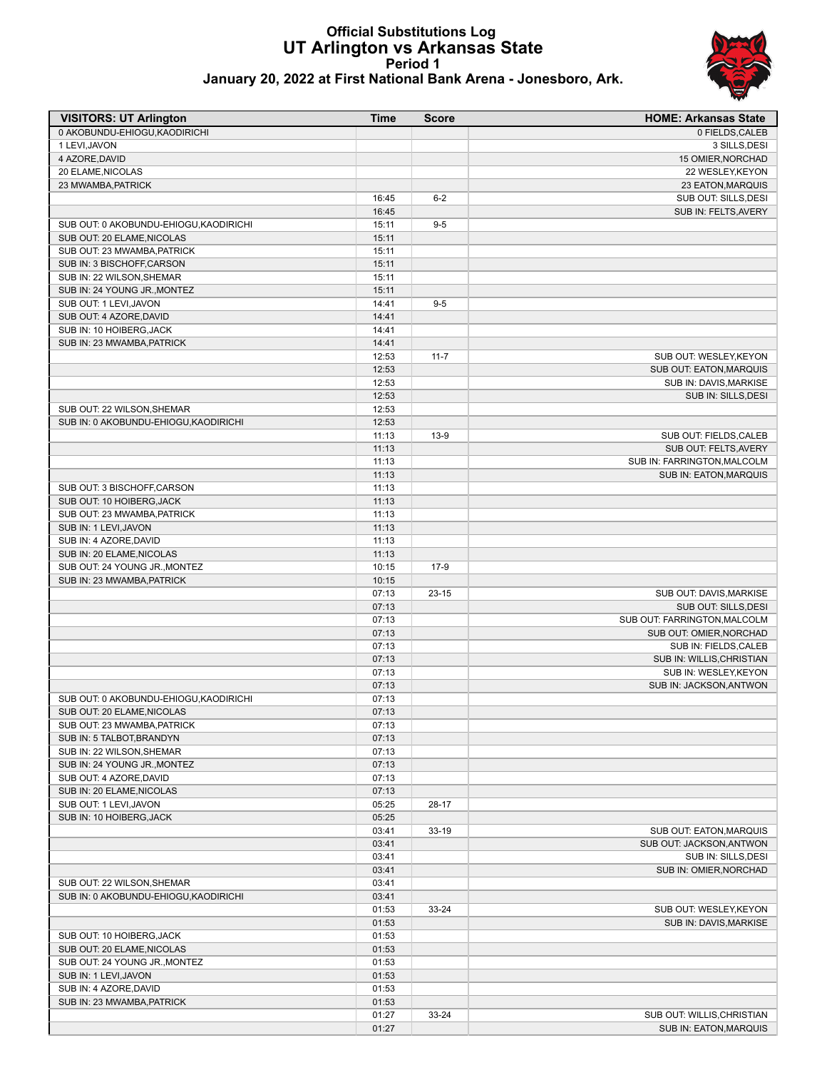# Official Substitutions Log
# UT Arlington vs Arkansas State
## Period 1
### January 20, 2022 at First National Bank Arena - Jonesboro, Ark.

| VISITORS: UT Arlington | Time | Score | HOME: Arkansas State |
|---|---|---|---|
| 0 AKOBUNDU-EHIOGU,KAODIRICHI | | | 0 FIELDS,CALEB |
| 1 LEVI,JAVON | | | 3 SILLS,DESI |
| 4 AZORE,DAVID | | | 15 OMIER,NORCHAD |
| 20 ELAME,NICOLAS | | | 22 WESLEY,KEYON |
| 23 MWAMBA,PATRICK | | | 23 EATON,MARQUIS |
| | 16:45 | 6-2 | SUB OUT: SILLS,DESI |
| | 16:45 | | SUB IN: FELTS,AVERY |
| SUB OUT: 0 AKOBUNDU-EHIOGU,KAODIRICHI | 15:11 | 9-5 | |
| SUB OUT: 20 ELAME,NICOLAS | 15:11 | | |
| SUB OUT: 23 MWAMBA,PATRICK | 15:11 | | |
| SUB IN: 3 BISCHOFF,CARSON | 15:11 | | |
| SUB IN: 22 WILSON,SHEMAR | 15:11 | | |
| SUB IN: 24 YOUNG JR.,MONTEZ | 15:11 | | |
| SUB OUT: 1 LEVI,JAVON | 14:41 | 9-5 | |
| SUB OUT: 4 AZORE,DAVID | 14:41 | | |
| SUB IN: 10 HOIBERG,JACK | 14:41 | | |
| SUB IN: 23 MWAMBA,PATRICK | 14:41 | | |
| | 12:53 | 11-7 | SUB OUT: WESLEY,KEYON |
| | 12:53 | | SUB OUT: EATON,MARQUIS |
| | 12:53 | | SUB IN: DAVIS,MARKISE |
| | 12:53 | | SUB IN: SILLS,DESI |
| SUB OUT: 22 WILSON,SHEMAR | 12:53 | | |
| SUB IN: 0 AKOBUNDU-EHIOGU,KAODIRICHI | 12:53 | | |
| | 11:13 | 13-9 | SUB OUT: FIELDS,CALEB |
| | 11:13 | | SUB OUT: FELTS,AVERY |
| | 11:13 | | SUB IN: FARRINGTON,MALCOLM |
| | 11:13 | | SUB IN: EATON,MARQUIS |
| SUB OUT: 3 BISCHOFF,CARSON | 11:13 | | |
| SUB OUT: 10 HOIBERG,JACK | 11:13 | | |
| SUB OUT: 23 MWAMBA,PATRICK | 11:13 | | |
| SUB IN: 1 LEVI,JAVON | 11:13 | | |
| SUB IN: 4 AZORE,DAVID | 11:13 | | |
| SUB IN: 20 ELAME,NICOLAS | 11:13 | | |
| SUB OUT: 24 YOUNG JR.,MONTEZ | 10:15 | 17-9 | |
| SUB IN: 23 MWAMBA,PATRICK | 10:15 | | |
| | 07:13 | 23-15 | SUB OUT: DAVIS,MARKISE |
| | 07:13 | | SUB OUT: SILLS,DESI |
| | 07:13 | | SUB OUT: FARRINGTON,MALCOLM |
| | 07:13 | | SUB OUT: OMIER,NORCHAD |
| | 07:13 | | SUB IN: FIELDS,CALEB |
| | 07:13 | | SUB IN: WILLIS,CHRISTIAN |
| | 07:13 | | SUB IN: WESLEY,KEYON |
| | 07:13 | | SUB IN: JACKSON,ANTWON |
| SUB OUT: 0 AKOBUNDU-EHIOGU,KAODIRICHI | 07:13 | | |
| SUB OUT: 20 ELAME,NICOLAS | 07:13 | | |
| SUB OUT: 23 MWAMBA,PATRICK | 07:13 | | |
| SUB IN: 5 TALBOT,BRANDYN | 07:13 | | |
| SUB IN: 22 WILSON,SHEMAR | 07:13 | | |
| SUB IN: 24 YOUNG JR.,MONTEZ | 07:13 | | |
| SUB OUT: 4 AZORE,DAVID | 07:13 | | |
| SUB IN: 20 ELAME,NICOLAS | 07:13 | | |
| SUB OUT: 1 LEVI,JAVON | 05:25 | 28-17 | |
| SUB IN: 10 HOIBERG,JACK | 05:25 | | |
| | 03:41 | 33-19 | SUB OUT: EATON,MARQUIS |
| | 03:41 | | SUB OUT: JACKSON,ANTWON |
| | 03:41 | | SUB IN: SILLS,DESI |
| | 03:41 | | SUB IN: OMIER,NORCHAD |
| SUB OUT: 22 WILSON,SHEMAR | 03:41 | | |
| SUB IN: 0 AKOBUNDU-EHIOGU,KAODIRICHI | 03:41 | | |
| | 01:53 | 33-24 | SUB OUT: WESLEY,KEYON |
| | 01:53 | | SUB IN: DAVIS,MARKISE |
| SUB OUT: 10 HOIBERG,JACK | 01:53 | | |
| SUB OUT: 20 ELAME,NICOLAS | 01:53 | | |
| SUB OUT: 24 YOUNG JR.,MONTEZ | 01:53 | | |
| SUB IN: 1 LEVI,JAVON | 01:53 | | |
| SUB IN: 4 AZORE,DAVID | 01:53 | | |
| SUB IN: 23 MWAMBA,PATRICK | 01:53 | | |
| | 01:27 | 33-24 | SUB OUT: WILLIS,CHRISTIAN |
| | 01:27 | | SUB IN: EATON,MARQUIS |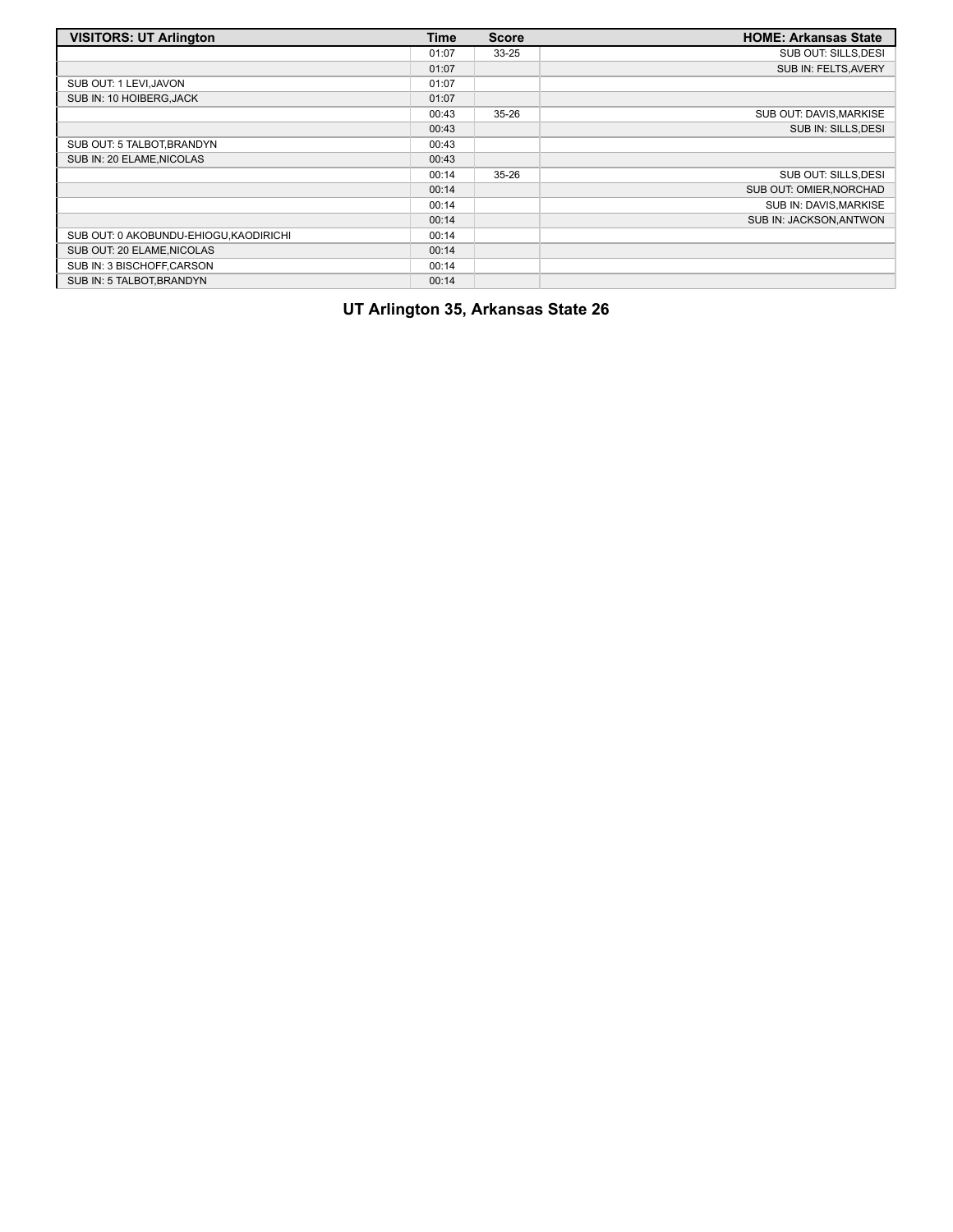| VISITORS: UT Arlington | Time | Score | HOME: Arkansas State |
| --- | --- | --- | --- |
| | 01:07 | 33-25 | SUB OUT: SILLS,DESI |
| | 01:07 | | SUB IN: FELTS,AVERY |
| SUB OUT: 1 LEVI,JAVON | 01:07 | | |
| SUB IN: 10 HOIBERG,JACK | 01:07 | | |
| | 00:43 | 35-26 | SUB OUT: DAVIS,MARKISE |
| | 00:43 | | SUB IN: SILLS,DESI |
| SUB OUT: 5 TALBOT,BRANDYN | 00:43 | | |
| SUB IN: 20 ELAME,NICOLAS | 00:43 | | |
| | 00:14 | 35-26 | SUB OUT: SILLS,DESI |
| | 00:14 | | SUB OUT: OMIER,NORCHAD |
| | 00:14 | | SUB IN: DAVIS,MARKISE |
| | 00:14 | | SUB IN: JACKSON,ANTWON |
| SUB OUT: 0 AKOBUNDU-EHIOGU,KAODIRICHI | 00:14 | | |
| SUB OUT: 20 ELAME,NICOLAS | 00:14 | | |
| SUB IN: 3 BISCHOFF,CARSON | 00:14 | | |
| SUB IN: 5 TALBOT,BRANDYN | 00:14 | | |

**UT Arlington 35, Arkansas State 26**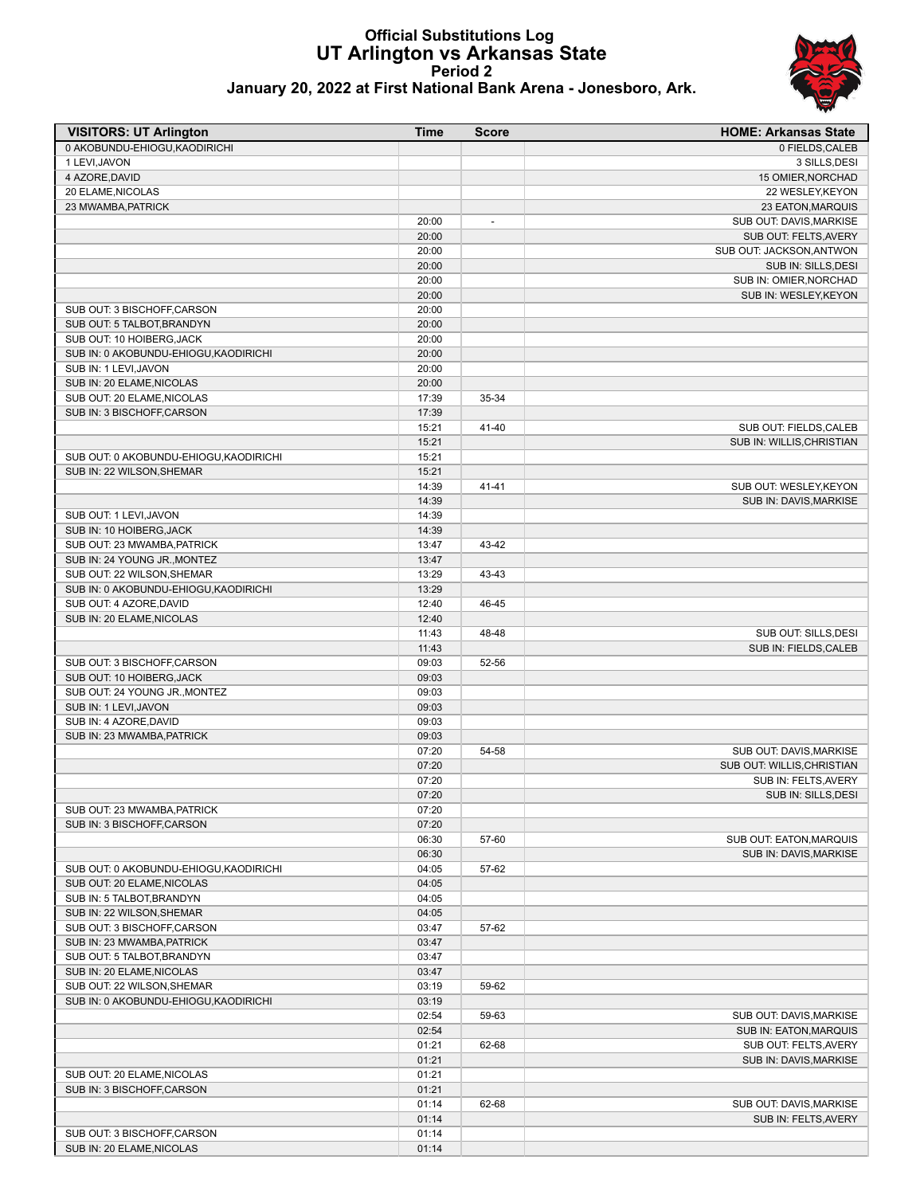# Official Substitutions Log
## UT Arlington vs Arkansas State
### Period 2
### January 20, 2022 at First National Bank Arena - Jonesboro, Ark.

| VISITORS: UT Arlington | Time | Score | HOME: Arkansas State |
|---|---|---|---|
| 0 AKOBUNDU-EHIOGU,KAODIRICHI | | | 0 FIELDS,CALEB |
| 1 LEVI,JAVON | | | 3 SILLS,DESI |
| 4 AZORE,DAVID | | | 15 OMIER,NORCHAD |
| 20 ELAME,NICOLAS | | | 22 WESLEY,KEYON |
| 23 MWAMBA,PATRICK | | | 23 EATON,MARQUIS |
| | 20:00 | - | SUB OUT: DAVIS,MARKISE |
| | 20:00 | | SUB OUT: FELTS,AVERY |
| | 20:00 | | SUB OUT: JACKSON,ANTWON |
| | 20:00 | | SUB IN: SILLS,DESI |
| | 20:00 | | SUB IN: OMIER,NORCHAD |
| | 20:00 | | SUB IN: WESLEY,KEYON |
| SUB OUT: 3 BISCHOFF,CARSON | 20:00 | | |
| SUB OUT: 5 TALBOT,BRANDYN | 20:00 | | |
| SUB OUT: 10 HOIBERG,JACK | 20:00 | | |
| SUB IN: 0 AKOBUNDU-EHIOGU,KAODIRICHI | 20:00 | | |
| SUB IN: 1 LEVI,JAVON | 20:00 | | |
| SUB IN: 20 ELAME,NICOLAS | 20:00 | | |
| SUB OUT: 20 ELAME,NICOLAS | 17:39 | 35-34 | |
| SUB IN: 3 BISCHOFF,CARSON | 17:39 | | |
| | 15:21 | 41-40 | SUB OUT: FIELDS,CALEB |
| | 15:21 | | SUB IN: WILLIS,CHRISTIAN |
| SUB OUT: 0 AKOBUNDU-EHIOGU,KAODIRICHI | 15:21 | | |
| SUB IN: 22 WILSON,SHEMAR | 15:21 | | |
| | 14:39 | 41-41 | SUB OUT: WESLEY,KEYON |
| | 14:39 | | SUB IN: DAVIS,MARKISE |
| SUB OUT: 1 LEVI,JAVON | 14:39 | | |
| SUB IN: 10 HOIBERG,JACK | 14:39 | | |
| SUB OUT: 23 MWAMBA,PATRICK | 13:47 | 43-42 | |
| SUB IN: 24 YOUNG JR.,MONTEZ | 13:47 | | |
| SUB OUT: 22 WILSON,SHEMAR | 13:29 | 43-43 | |
| SUB IN: 0 AKOBUNDU-EHIOGU,KAODIRICHI | 13:29 | | |
| SUB OUT: 4 AZORE,DAVID | 12:40 | 46-45 | |
| SUB IN: 20 ELAME,NICOLAS | 12:40 | | |
| | 11:43 | 48-48 | SUB OUT: SILLS,DESI |
| | 11:43 | | SUB IN: FIELDS,CALEB |
| SUB OUT: 3 BISCHOFF,CARSON | 09:03 | 52-56 | |
| SUB OUT: 10 HOIBERG,JACK | 09:03 | | |
| SUB OUT: 24 YOUNG JR.,MONTEZ | 09:03 | | |
| SUB IN: 1 LEVI,JAVON | 09:03 | | |
| SUB IN: 4 AZORE,DAVID | 09:03 | | |
| SUB IN: 23 MWAMBA,PATRICK | 09:03 | | |
| | 07:20 | 54-58 | SUB OUT: DAVIS,MARKISE |
| | 07:20 | | SUB OUT: WILLIS,CHRISTIAN |
| | 07:20 | | SUB IN: FELTS,AVERY |
| | 07:20 | | SUB IN: SILLS,DESI |
| SUB OUT: 23 MWAMBA,PATRICK | 07:20 | | |
| SUB IN: 3 BISCHOFF,CARSON | 07:20 | | |
| | 06:30 | 57-60 | SUB OUT: EATON,MARQUIS |
| | 06:30 | | SUB IN: DAVIS,MARKISE |
| SUB OUT: 0 AKOBUNDU-EHIOGU,KAODIRICHI | 04:05 | 57-62 | |
| SUB OUT: 20 ELAME,NICOLAS | 04:05 | | |
| SUB IN: 5 TALBOT,BRANDYN | 04:05 | | |
| SUB IN: 22 WILSON,SHEMAR | 04:05 | | |
| SUB OUT: 3 BISCHOFF,CARSON | 03:47 | 57-62 | |
| SUB IN: 23 MWAMBA,PATRICK | 03:47 | | |
| SUB OUT: 5 TALBOT,BRANDYN | 03:47 | | |
| SUB IN: 20 ELAME,NICOLAS | 03:47 | | |
| SUB OUT: 22 WILSON,SHEMAR | 03:19 | 59-62 | |
| SUB IN: 0 AKOBUNDU-EHIOGU,KAODIRICHI | 03:19 | | |
| | 02:54 | 59-63 | SUB OUT: DAVIS,MARKISE |
| | 02:54 | | SUB IN: EATON,MARQUIS |
| | 01:21 | 62-68 | SUB OUT: FELTS,AVERY |
| | 01:21 | | SUB IN: DAVIS,MARKISE |
| SUB OUT: 20 ELAME,NICOLAS | 01:21 | | |
| SUB IN: 3 BISCHOFF,CARSON | 01:21 | | |
| | 01:14 | 62-68 | SUB OUT: DAVIS,MARKISE |
| | 01:14 | | SUB IN: FELTS,AVERY |
| SUB OUT: 3 BISCHOFF,CARSON | 01:14 | | |
| SUB IN: 20 ELAME,NICOLAS | 01:14 | | |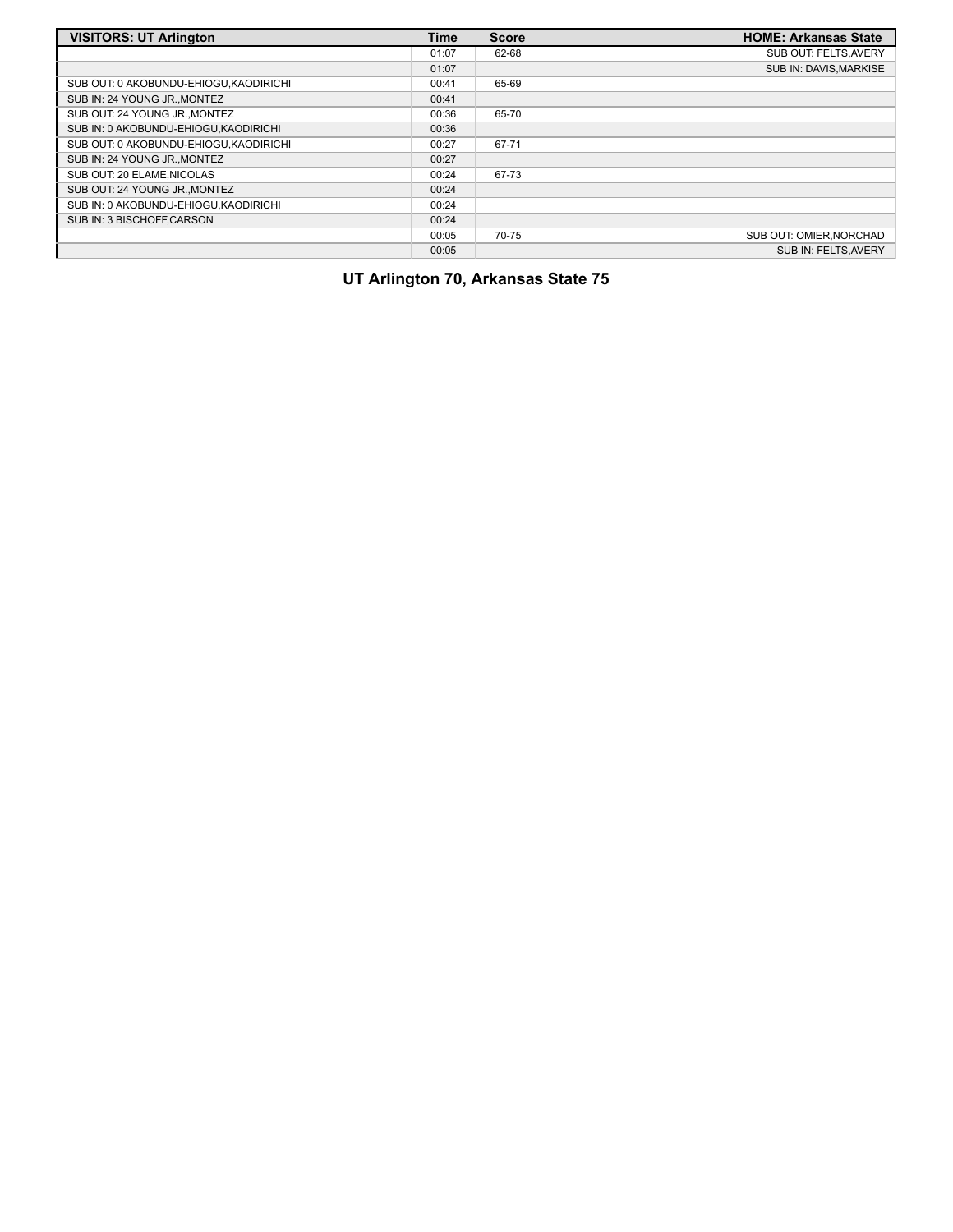| VISITORS: UT Arlington | Time | Score | HOME: Arkansas State |
| --- | --- | --- | --- |
| | 01:07 | 62-68 | SUB OUT: FELTS,AVERY |
| | 01:07 | | SUB IN: DAVIS,MARKISE |
| SUB OUT: 0 AKOBUNDU-EHIOGU,KAODIRICHI | 00:41 | 65-69 | |
| SUB IN: 24 YOUNG JR.,MONTEZ | 00:41 | | |
| SUB OUT: 24 YOUNG JR.,MONTEZ | 00:36 | 65-70 | |
| SUB IN: 0 AKOBUNDU-EHIOGU,KAODIRICHI | 00:36 | | |
| SUB OUT: 0 AKOBUNDU-EHIOGU,KAODIRICHI | 00:27 | 67-71 | |
| SUB IN: 24 YOUNG JR.,MONTEZ | 00:27 | | |
| SUB OUT: 20 ELAME,NICOLAS | 00:24 | 67-73 | |
| SUB OUT: 24 YOUNG JR.,MONTEZ | 00:24 | | |
| SUB IN: 0 AKOBUNDU-EHIOGU,KAODIRICHI | 00:24 | | |
| SUB IN: 3 BISCHOFF,CARSON | 00:24 | | |
| | 00:05 | 70-75 | SUB OUT: OMIER,NORCHAD |
| | 00:05 | | SUB IN: FELTS,AVERY |

**UT Arlington 70, Arkansas State 75**